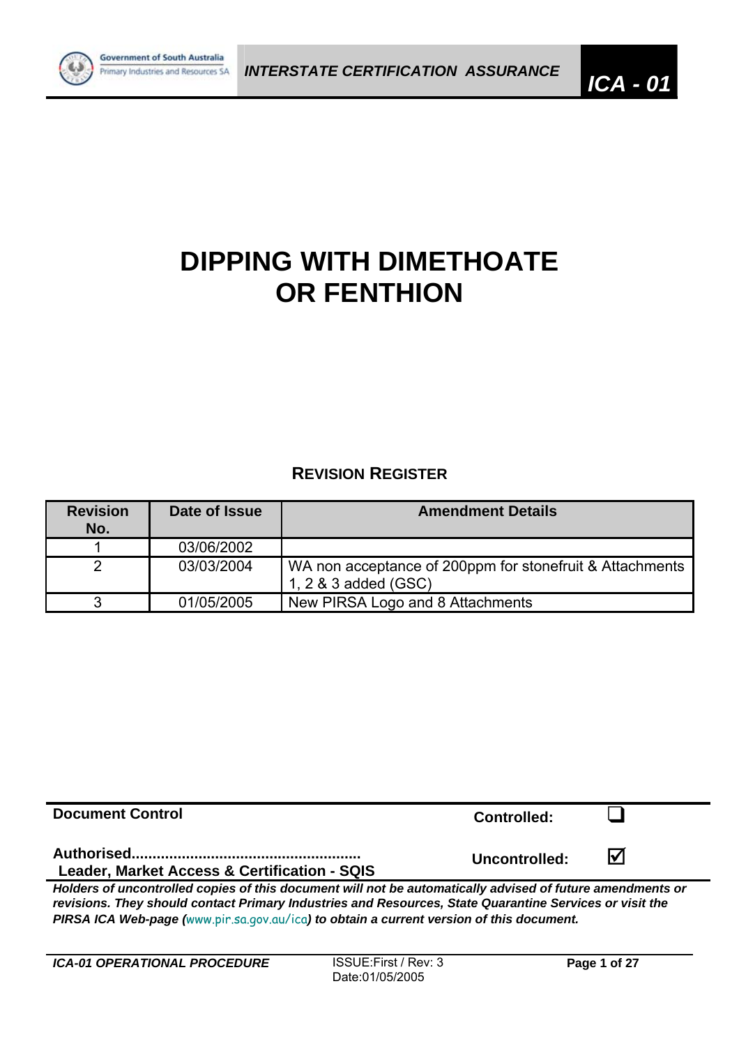# DIPPING WITH DIMETHOATE OR FENTHION

## REVISION REGISTER

| Revision No. | Date of Issue | Amendment Details |
|---|---|---|
| 1 | 03/06/2002 | |
| 2 | 03/03/2004 | WA non acceptance of 200ppm for stonefruit & Attachments 1, 2 & 3 added (GSC) |
| 3 | 01/05/2005 | New PIRSA Logo and 8 Attachments |

**Document Control**

**Controlled:** ❑

**Authorised......................................................**
**Leader, Market Access & Certification - SQIS**

**Uncontrolled:** ☑

***Holders of uncontrolled copies of this document will not be automatically advised of future amendments or revisions. They should contact Primary Industries and Resources, State Quarantine Services or visit the PIRSA ICA Web-page (www.pir.sa.gov.au/ica) to obtain a current version of this document.***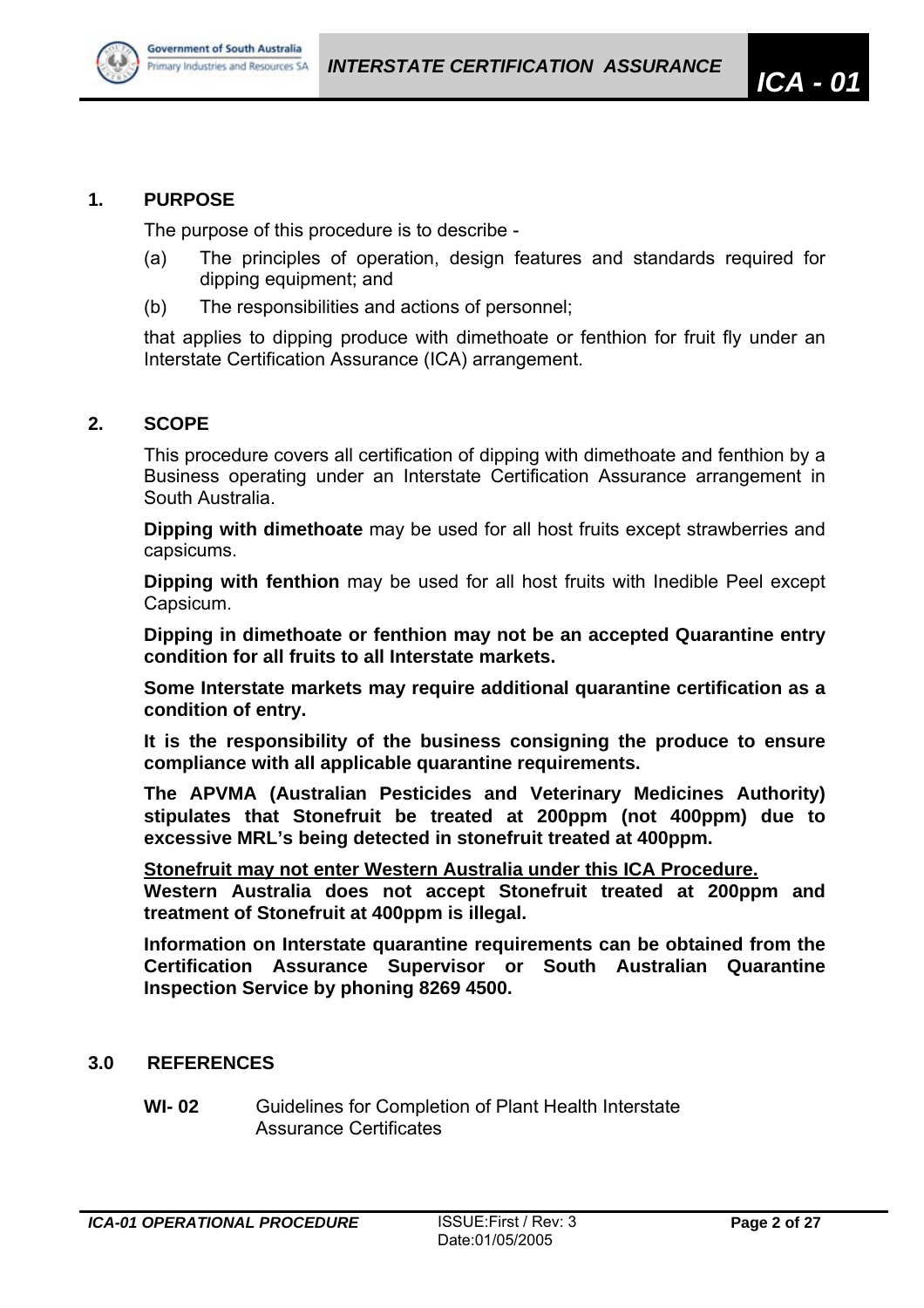## 1. PURPOSE

The purpose of this procedure is to describe -

(a) The principles of operation, design features and standards required for dipping equipment; and

(b) The responsibilities and actions of personnel;

that applies to dipping produce with dimethoate or fenthion for fruit fly under an Interstate Certification Assurance (ICA) arrangement.

## 2. SCOPE

This procedure covers all certification of dipping with dimethoate and fenthion by a Business operating under an Interstate Certification Assurance arrangement in South Australia.

**Dipping with dimethoate** may be used for all host fruits except strawberries and capsicums.

**Dipping with fenthion** may be used for all host fruits with Inedible Peel except Capsicum.

**Dipping in dimethoate or fenthion may not be an accepted Quarantine entry condition for all fruits to all Interstate markets.**

**Some Interstate markets may require additional quarantine certification as a condition of entry.**

**It is the responsibility of the business consigning the produce to ensure compliance with all applicable quarantine requirements.**

**The APVMA (Australian Pesticides and Veterinary Medicines Authority) stipulates that Stonefruit be treated at 200ppm (not 400ppm) due to excessive MRL's being detected in stonefruit treated at 400ppm.**

**<u>Stonefruit may not enter Western Australia under this ICA Procedure.</u>**
**Western Australia does not accept Stonefruit treated at 200ppm and treatment of Stonefruit at 400ppm is illegal.**

**Information on Interstate quarantine requirements can be obtained from the Certification Assurance Supervisor or South Australian Quarantine Inspection Service by phoning 8269 4500.**

## 3.0 REFERENCES

**WI- 02** Guidelines for Completion of Plant Health Interstate Assurance Certificates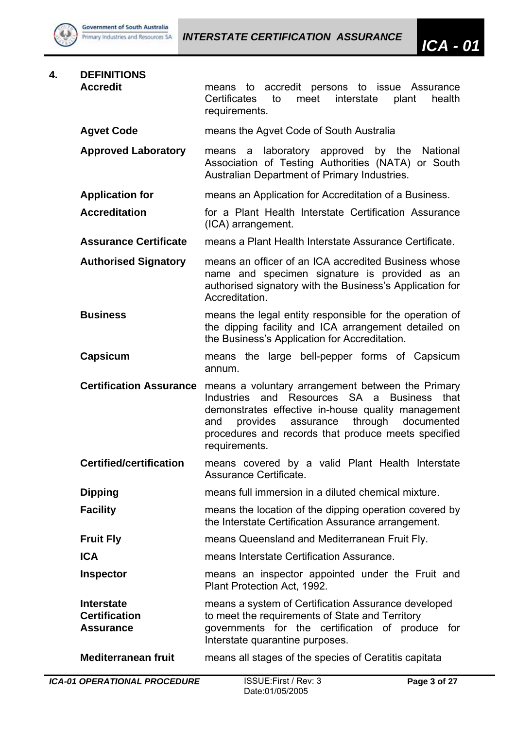## 4. DEFINITIONS

| | |
|---|---|
| **Accredit** | means to accredit persons to issue Assurance Certificates to meet interstate plant health requirements. |
| **Agvet Code** | means the Agvet Code of South Australia |
| **Approved Laboratory** | means a laboratory approved by the National Association of Testing Authorities (NATA) or South Australian Department of Primary Industries. |
| **Application for Accreditation** | means an Application for Accreditation of a Business. for a Plant Health Interstate Certification Assurance (ICA) arrangement. |
| **Assurance Certificate** | means a Plant Health Interstate Assurance Certificate. |
| **Authorised Signatory** | means an officer of an ICA accredited Business whose name and specimen signature is provided as an authorised signatory with the Business's Application for Accreditation. |
| **Business** | means the legal entity responsible for the operation of the dipping facility and ICA arrangement detailed on the Business's Application for Accreditation. |
| **Capsicum** | means the large bell-pepper forms of Capsicum annum. |
| **Certification Assurance** | means a voluntary arrangement between the Primary Industries and Resources SA a Business that demonstrates effective in-house quality management and provides assurance through documented procedures and records that produce meets specified requirements. |
| **Certified/certification** | means covered by a valid Plant Health Interstate Assurance Certificate. |
| **Dipping** | means full immersion in a diluted chemical mixture. |
| **Facility** | means the location of the dipping operation covered by the Interstate Certification Assurance arrangement. |
| **Fruit Fly** | means Queensland and Mediterranean Fruit Fly. |
| **ICA** | means Interstate Certification Assurance. |
| **Inspector** | means an inspector appointed under the Fruit and Plant Protection Act, 1992. |
| **Interstate Certification Assurance** | means a system of Certification Assurance developed to meet the requirements of State and Territory governments for the certification of produce for Interstate quarantine purposes. |
| **Mediterranean fruit** | means all stages of the species of Ceratitis capitata |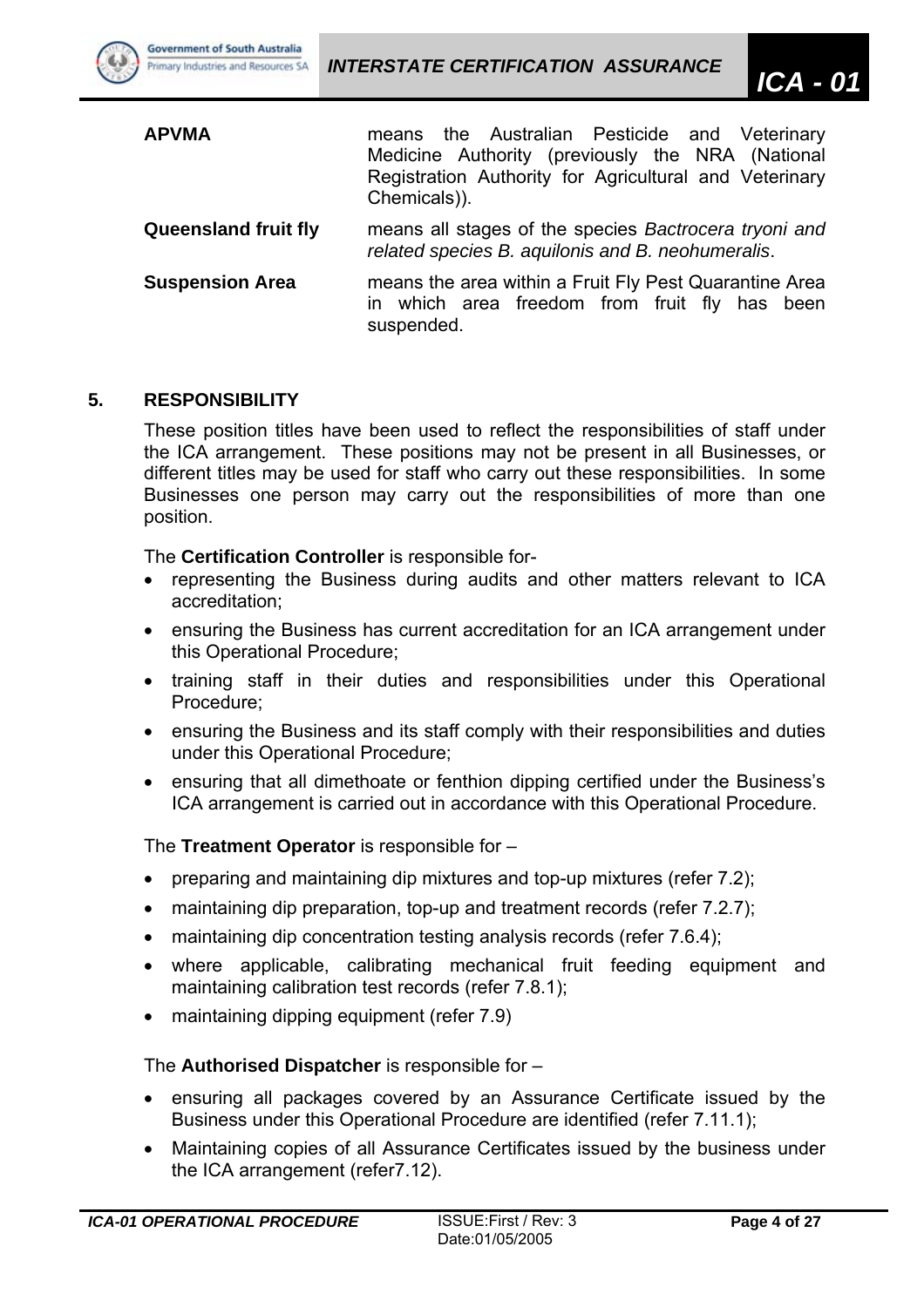| | |
|---|---|
| **APVMA** | means the Australian Pesticide and Veterinary Medicine Authority (previously the NRA (National Registration Authority for Agricultural and Veterinary Chemicals)). |
| **Queensland fruit fly** | means all stages of the species *Bactrocera tryoni and related species B. aquilonis and B. neohumeralis*. |
| **Suspension Area** | means the area within a Fruit Fly Pest Quarantine Area in which area freedom from fruit fly has been suspended. |

## 5. RESPONSIBILITY

These position titles have been used to reflect the responsibilities of staff under the ICA arrangement. These positions may not be present in all Businesses, or different titles may be used for staff who carry out these responsibilities. In some Businesses one person may carry out the responsibilities of more than one position.

The **Certification Controller** is responsible for-

- representing the Business during audits and other matters relevant to ICA accreditation;
- ensuring the Business has current accreditation for an ICA arrangement under this Operational Procedure;
- training staff in their duties and responsibilities under this Operational Procedure;
- ensuring the Business and its staff comply with their responsibilities and duties under this Operational Procedure;
- ensuring that all dimethoate or fenthion dipping certified under the Business's ICA arrangement is carried out in accordance with this Operational Procedure.

The **Treatment Operator** is responsible for –

- preparing and maintaining dip mixtures and top-up mixtures (refer 7.2);
- maintaining dip preparation, top-up and treatment records (refer 7.2.7);
- maintaining dip concentration testing analysis records (refer 7.6.4);
- where applicable, calibrating mechanical fruit feeding equipment and maintaining calibration test records (refer 7.8.1);
- maintaining dipping equipment (refer 7.9)

The **Authorised Dispatcher** is responsible for –

- ensuring all packages covered by an Assurance Certificate issued by the Business under this Operational Procedure are identified (refer 7.11.1);
- Maintaining copies of all Assurance Certificates issued by the business under the ICA arrangement (refer7.12).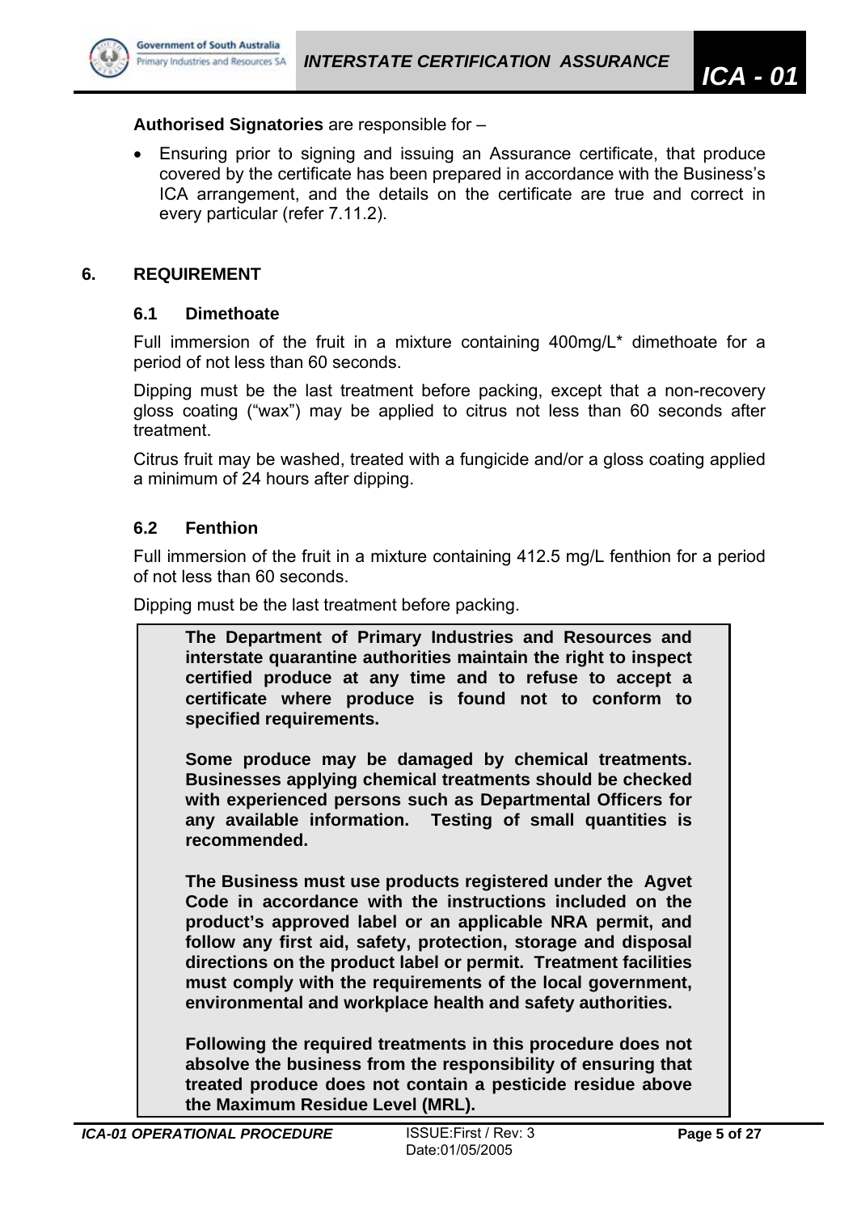**Authorised Signatories** are responsible for –

- Ensuring prior to signing and issuing an Assurance certificate, that produce covered by the certificate has been prepared in accordance with the Business's ICA arrangement, and the details on the certificate are true and correct in every particular (refer 7.11.2).

## 6. REQUIREMENT

### 6.1 Dimethoate

Full immersion of the fruit in a mixture containing 400mg/L* dimethoate for a period of not less than 60 seconds.

Dipping must be the last treatment before packing, except that a non-recovery gloss coating ("wax") may be applied to citrus not less than 60 seconds after treatment.

Citrus fruit may be washed, treated with a fungicide and/or a gloss coating applied a minimum of 24 hours after dipping.

### 6.2 Fenthion

Full immersion of the fruit in a mixture containing 412.5 mg/L fenthion for a period of not less than 60 seconds.

Dipping must be the last treatment before packing.

**The Department of Primary Industries and Resources and interstate quarantine authorities maintain the right to inspect certified produce at any time and to refuse to accept a certificate where produce is found not to conform to specified requirements.**

**Some produce may be damaged by chemical treatments. Businesses applying chemical treatments should be checked with experienced persons such as Departmental Officers for any available information. Testing of small quantities is recommended.**

**The Business must use products registered under the Agvet Code in accordance with the instructions included on the product's approved label or an applicable NRA permit, and follow any first aid, safety, protection, storage and disposal directions on the product label or permit. Treatment facilities must comply with the requirements of the local government, environmental and workplace health and safety authorities.**

**Following the required treatments in this procedure does not absolve the business from the responsibility of ensuring that treated produce does not contain a pesticide residue above the Maximum Residue Level (MRL).**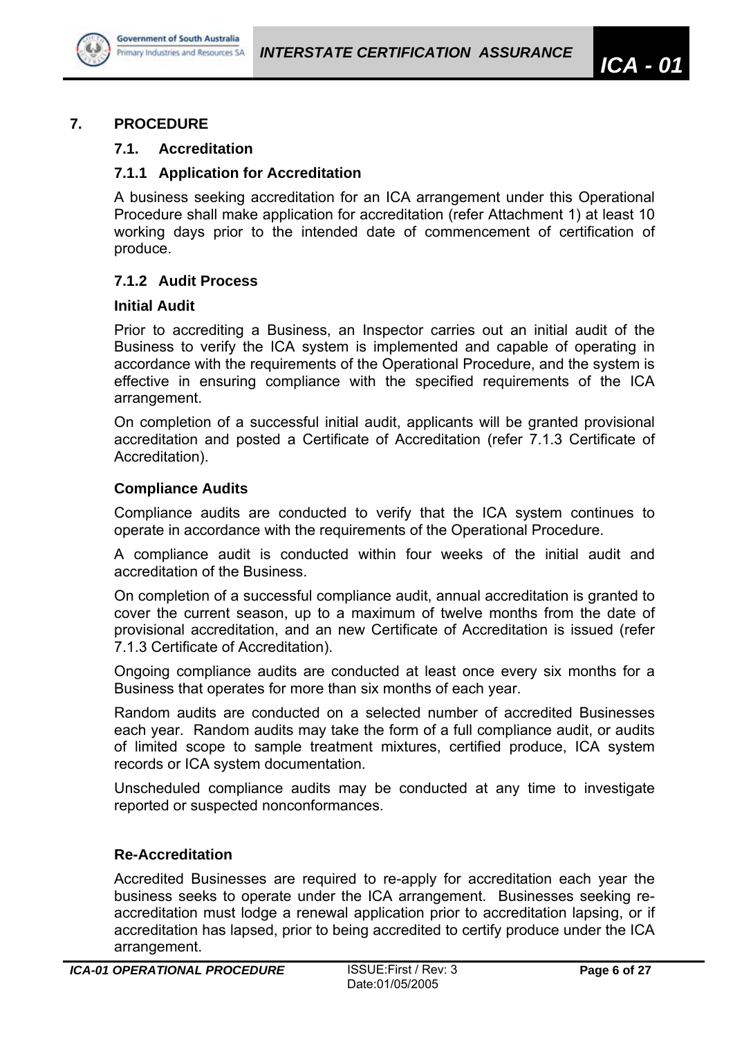# 7. PROCEDURE

## 7.1. Accreditation

### 7.1.1 Application for Accreditation

A business seeking accreditation for an ICA arrangement under this Operational Procedure shall make application for accreditation (refer Attachment 1) at least 10 working days prior to the intended date of commencement of certification of produce.

### 7.1.2 Audit Process

**Initial Audit**

Prior to accrediting a Business, an Inspector carries out an initial audit of the Business to verify the ICA system is implemented and capable of operating in accordance with the requirements of the Operational Procedure, and the system is effective in ensuring compliance with the specified requirements of the ICA arrangement.

On completion of a successful initial audit, applicants will be granted provisional accreditation and posted a Certificate of Accreditation (refer 7.1.3 Certificate of Accreditation).

**Compliance Audits**

Compliance audits are conducted to verify that the ICA system continues to operate in accordance with the requirements of the Operational Procedure.

A compliance audit is conducted within four weeks of the initial audit and accreditation of the Business.

On completion of a successful compliance audit, annual accreditation is granted to cover the current season, up to a maximum of twelve months from the date of provisional accreditation, and an new Certificate of Accreditation is issued (refer 7.1.3 Certificate of Accreditation).

Ongoing compliance audits are conducted at least once every six months for a Business that operates for more than six months of each year.

Random audits are conducted on a selected number of accredited Businesses each year. Random audits may take the form of a full compliance audit, or audits of limited scope to sample treatment mixtures, certified produce, ICA system records or ICA system documentation.

Unscheduled compliance audits may be conducted at any time to investigate reported or suspected nonconformances.

**Re-Accreditation**

Accredited Businesses are required to re-apply for accreditation each year the business seeks to operate under the ICA arrangement. Businesses seeking re-accreditation must lodge a renewal application prior to accreditation lapsing, or if accreditation has lapsed, prior to being accredited to certify produce under the ICA arrangement.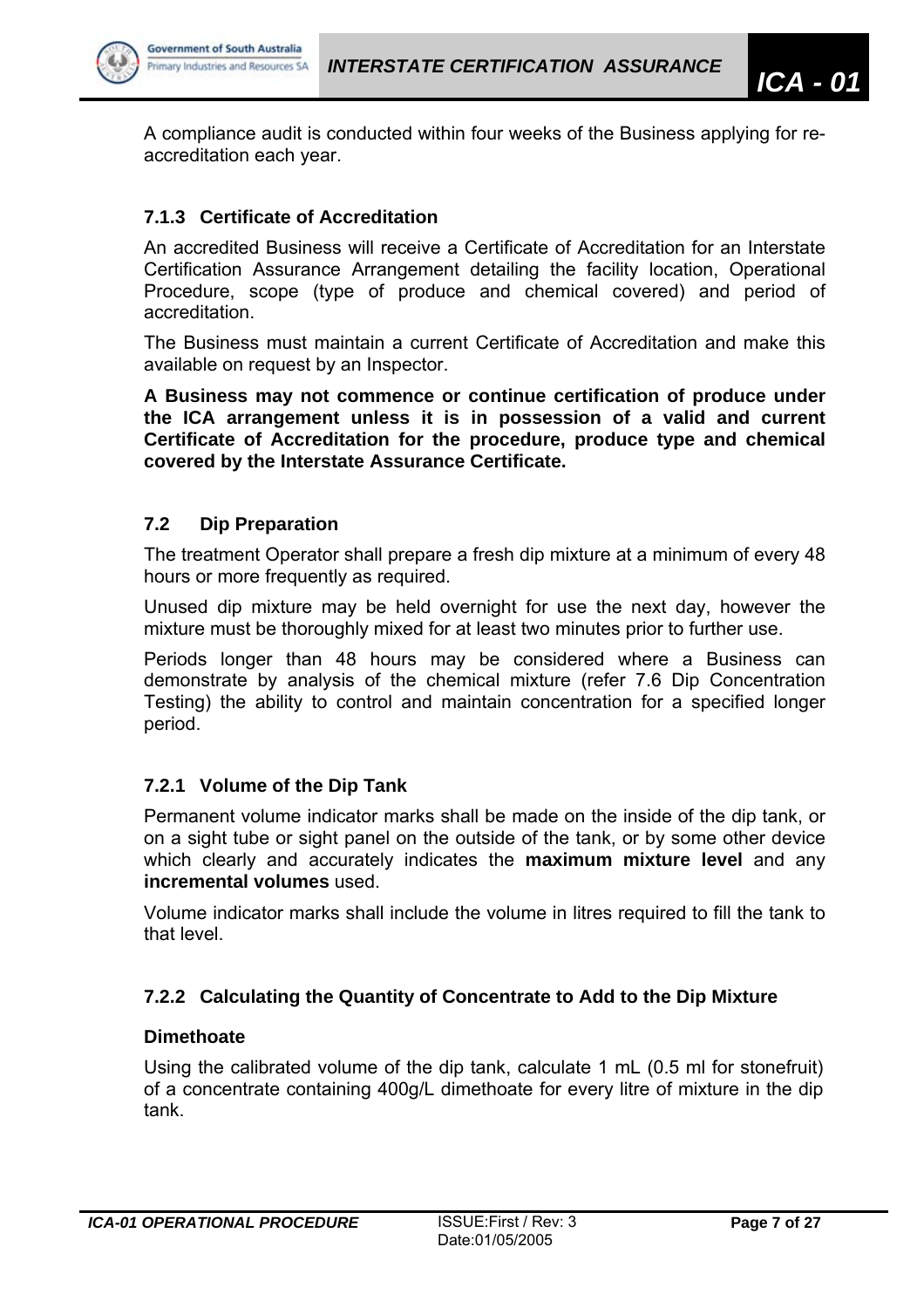A compliance audit is conducted within four weeks of the Business applying for re-accreditation each year.

#### 7.1.3 Certificate of Accreditation

An accredited Business will receive a Certificate of Accreditation for an Interstate Certification Assurance Arrangement detailing the facility location, Operational Procedure, scope (type of produce and chemical covered) and period of accreditation.

The Business must maintain a current Certificate of Accreditation and make this available on request by an Inspector.

**A Business may not commence or continue certification of produce under the ICA arrangement unless it is in possession of a valid and current Certificate of Accreditation for the procedure, produce type and chemical covered by the Interstate Assurance Certificate.**

### 7.2 Dip Preparation

The treatment Operator shall prepare a fresh dip mixture at a minimum of every 48 hours or more frequently as required.

Unused dip mixture may be held overnight for use the next day, however the mixture must be thoroughly mixed for at least two minutes prior to further use.

Periods longer than 48 hours may be considered where a Business can demonstrate by analysis of the chemical mixture (refer 7.6 Dip Concentration Testing) the ability to control and maintain concentration for a specified longer period.

#### 7.2.1 Volume of the Dip Tank

Permanent volume indicator marks shall be made on the inside of the dip tank, or on a sight tube or sight panel on the outside of the tank, or by some other device which clearly and accurately indicates the **maximum mixture level** and any **incremental volumes** used.

Volume indicator marks shall include the volume in litres required to fill the tank to that level.

#### 7.2.2 Calculating the Quantity of Concentrate to Add to the Dip Mixture

**Dimethoate**

Using the calibrated volume of the dip tank, calculate 1 mL (0.5 ml for stonefruit) of a concentrate containing 400g/L dimethoate for every litre of mixture in the dip tank.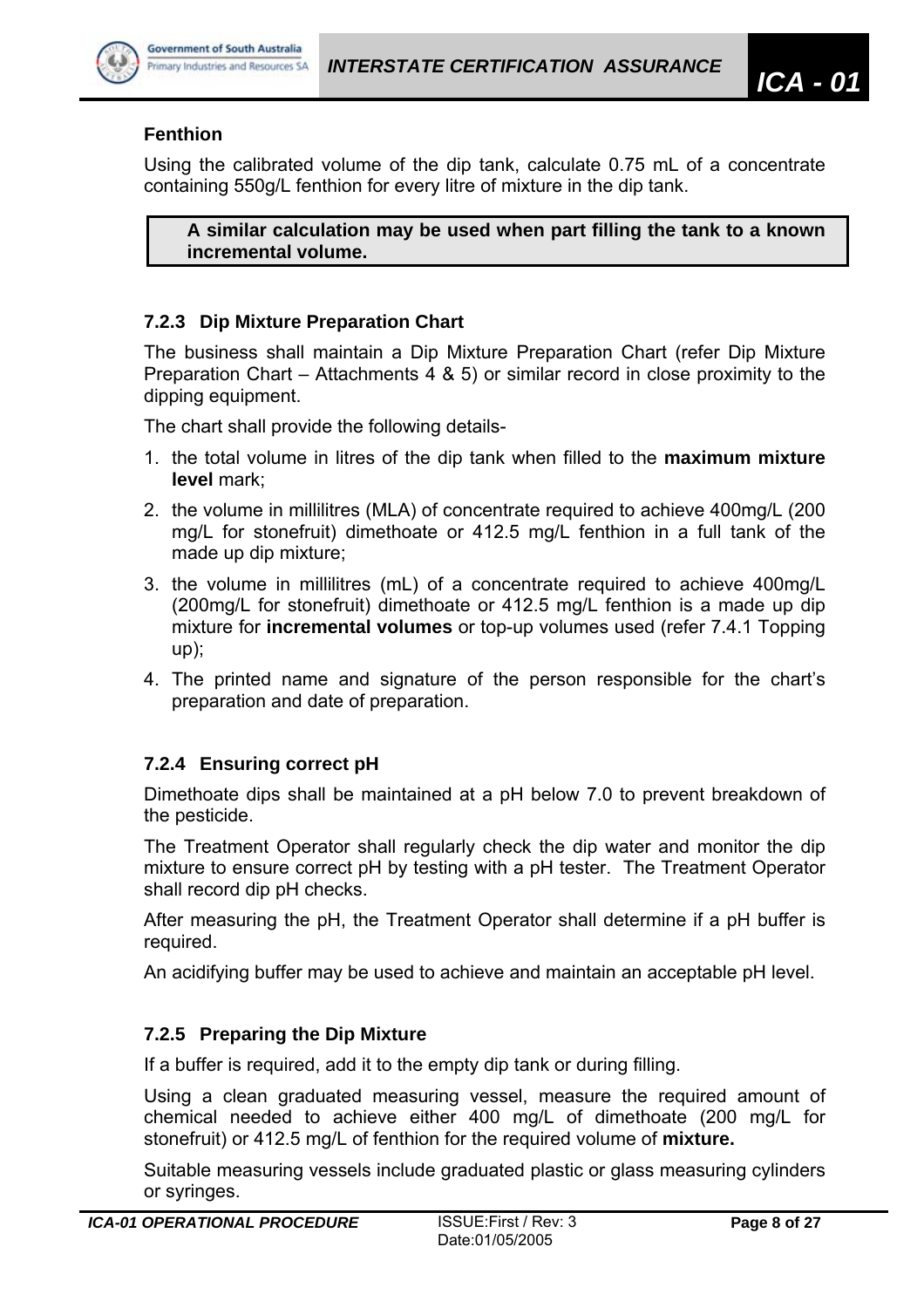**Fenthion**

Using the calibrated volume of the dip tank, calculate 0.75 mL of a concentrate containing 550g/L fenthion for every litre of mixture in the dip tank.

> **A similar calculation may be used when part filling the tank to a known incremental volume.**

### 7.2.3 Dip Mixture Preparation Chart

The business shall maintain a Dip Mixture Preparation Chart (refer Dip Mixture Preparation Chart – Attachments 4 & 5) or similar record in close proximity to the dipping equipment.

The chart shall provide the following details-

1. the total volume in litres of the dip tank when filled to the **maximum mixture level** mark;
2. the volume in millilitres (MLA) of concentrate required to achieve 400mg/L (200 mg/L for stonefruit) dimethoate or 412.5 mg/L fenthion in a full tank of the made up dip mixture;
3. the volume in millilitres (mL) of a concentrate required to achieve 400mg/L (200mg/L for stonefruit) dimethoate or 412.5 mg/L fenthion is a made up dip mixture for **incremental volumes** or top-up volumes used (refer 7.4.1 Topping up);
4. The printed name and signature of the person responsible for the chart's preparation and date of preparation.

### 7.2.4 Ensuring correct pH

Dimethoate dips shall be maintained at a pH below 7.0 to prevent breakdown of the pesticide.

The Treatment Operator shall regularly check the dip water and monitor the dip mixture to ensure correct pH by testing with a pH tester. The Treatment Operator shall record dip pH checks.

After measuring the pH, the Treatment Operator shall determine if a pH buffer is required.

An acidifying buffer may be used to achieve and maintain an acceptable pH level.

### 7.2.5 Preparing the Dip Mixture

If a buffer is required, add it to the empty dip tank or during filling.

Using a clean graduated measuring vessel, measure the required amount of chemical needed to achieve either 400 mg/L of dimethoate (200 mg/L for stonefruit) or 412.5 mg/L of fenthion for the required volume of **mixture.**

Suitable measuring vessels include graduated plastic or glass measuring cylinders or syringes.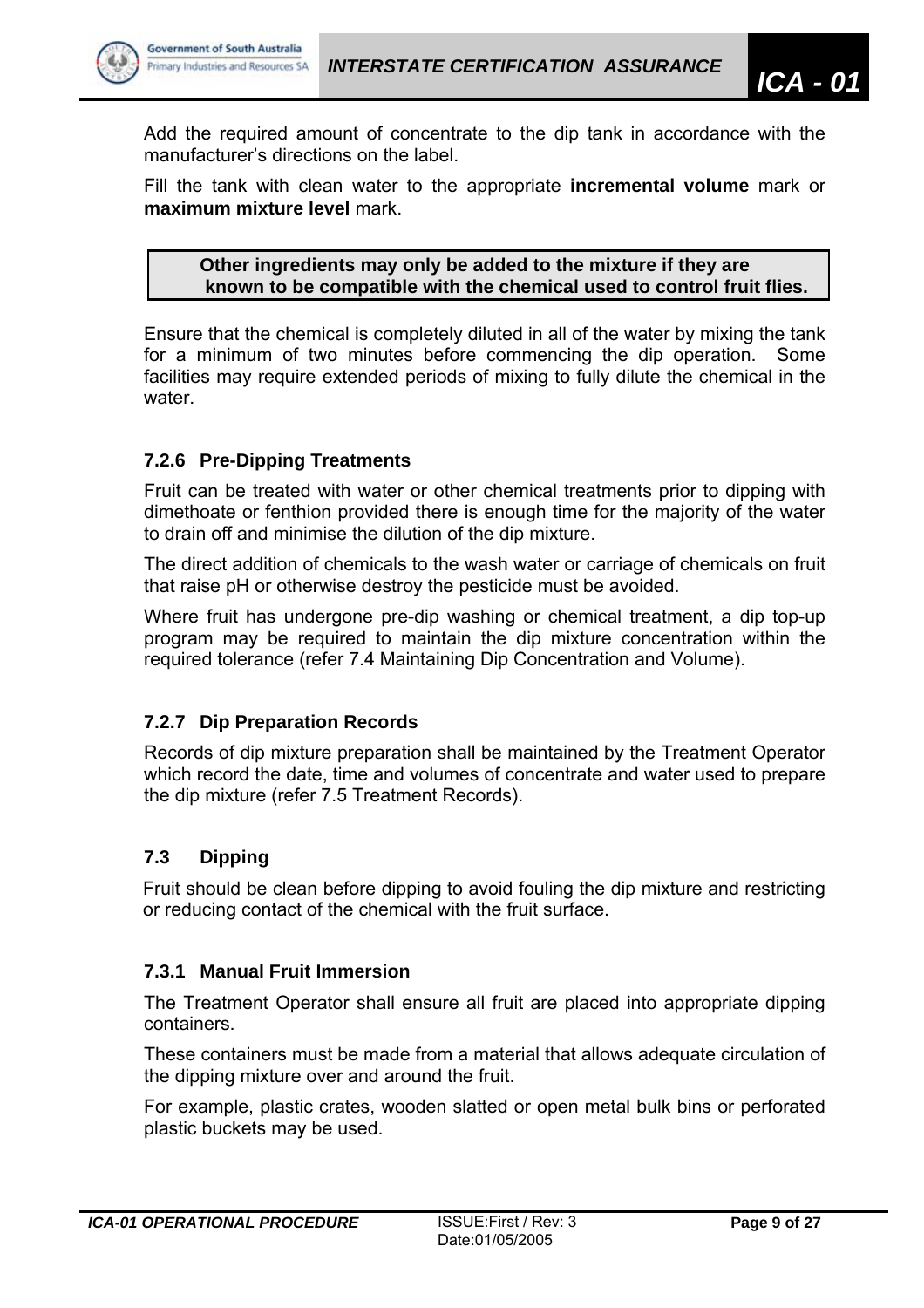Add the required amount of concentrate to the dip tank in accordance with the manufacturer's directions on the label.

Fill the tank with clean water to the appropriate **incremental volume** mark or **maximum mixture level** mark.

> **Other ingredients may only be added to the mixture if they are known to be compatible with the chemical used to control fruit flies.**

Ensure that the chemical is completely diluted in all of the water by mixing the tank for a minimum of two minutes before commencing the dip operation. Some facilities may require extended periods of mixing to fully dilute the chemical in the water.

#### 7.2.6 Pre-Dipping Treatments

Fruit can be treated with water or other chemical treatments prior to dipping with dimethoate or fenthion provided there is enough time for the majority of the water to drain off and minimise the dilution of the dip mixture.

The direct addition of chemicals to the wash water or carriage of chemicals on fruit that raise pH or otherwise destroy the pesticide must be avoided.

Where fruit has undergone pre-dip washing or chemical treatment, a dip top-up program may be required to maintain the dip mixture concentration within the required tolerance (refer 7.4 Maintaining Dip Concentration and Volume).

#### 7.2.7 Dip Preparation Records

Records of dip mixture preparation shall be maintained by the Treatment Operator which record the date, time and volumes of concentrate and water used to prepare the dip mixture (refer 7.5 Treatment Records).

### 7.3 Dipping

Fruit should be clean before dipping to avoid fouling the dip mixture and restricting or reducing contact of the chemical with the fruit surface.

#### 7.3.1 Manual Fruit Immersion

The Treatment Operator shall ensure all fruit are placed into appropriate dipping containers.

These containers must be made from a material that allows adequate circulation of the dipping mixture over and around the fruit.

For example, plastic crates, wooden slatted or open metal bulk bins or perforated plastic buckets may be used.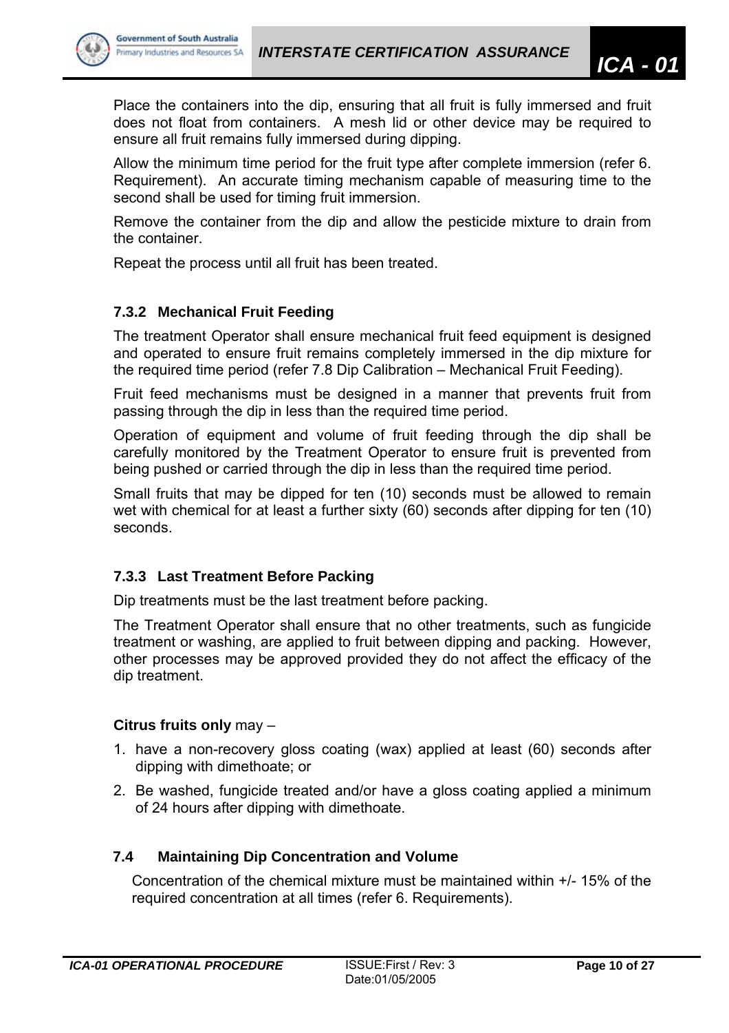Place the containers into the dip, ensuring that all fruit is fully immersed and fruit does not float from containers. A mesh lid or other device may be required to ensure all fruit remains fully immersed during dipping.

Allow the minimum time period for the fruit type after complete immersion (refer 6. Requirement). An accurate timing mechanism capable of measuring time to the second shall be used for timing fruit immersion.

Remove the container from the dip and allow the pesticide mixture to drain from the container.

Repeat the process until all fruit has been treated.

#### 7.3.2 Mechanical Fruit Feeding

The treatment Operator shall ensure mechanical fruit feed equipment is designed and operated to ensure fruit remains completely immersed in the dip mixture for the required time period (refer 7.8 Dip Calibration – Mechanical Fruit Feeding).

Fruit feed mechanisms must be designed in a manner that prevents fruit from passing through the dip in less than the required time period.

Operation of equipment and volume of fruit feeding through the dip shall be carefully monitored by the Treatment Operator to ensure fruit is prevented from being pushed or carried through the dip in less than the required time period.

Small fruits that may be dipped for ten (10) seconds must be allowed to remain wet with chemical for at least a further sixty (60) seconds after dipping for ten (10) seconds.

#### 7.3.3 Last Treatment Before Packing

Dip treatments must be the last treatment before packing.

The Treatment Operator shall ensure that no other treatments, such as fungicide treatment or washing, are applied to fruit between dipping and packing. However, other processes may be approved provided they do not affect the efficacy of the dip treatment.

**Citrus fruits only** may –

1. have a non-recovery gloss coating (wax) applied at least (60) seconds after dipping with dimethoate; or
2. Be washed, fungicide treated and/or have a gloss coating applied a minimum of 24 hours after dipping with dimethoate.

### 7.4 Maintaining Dip Concentration and Volume

Concentration of the chemical mixture must be maintained within +/- 15% of the required concentration at all times (refer 6. Requirements).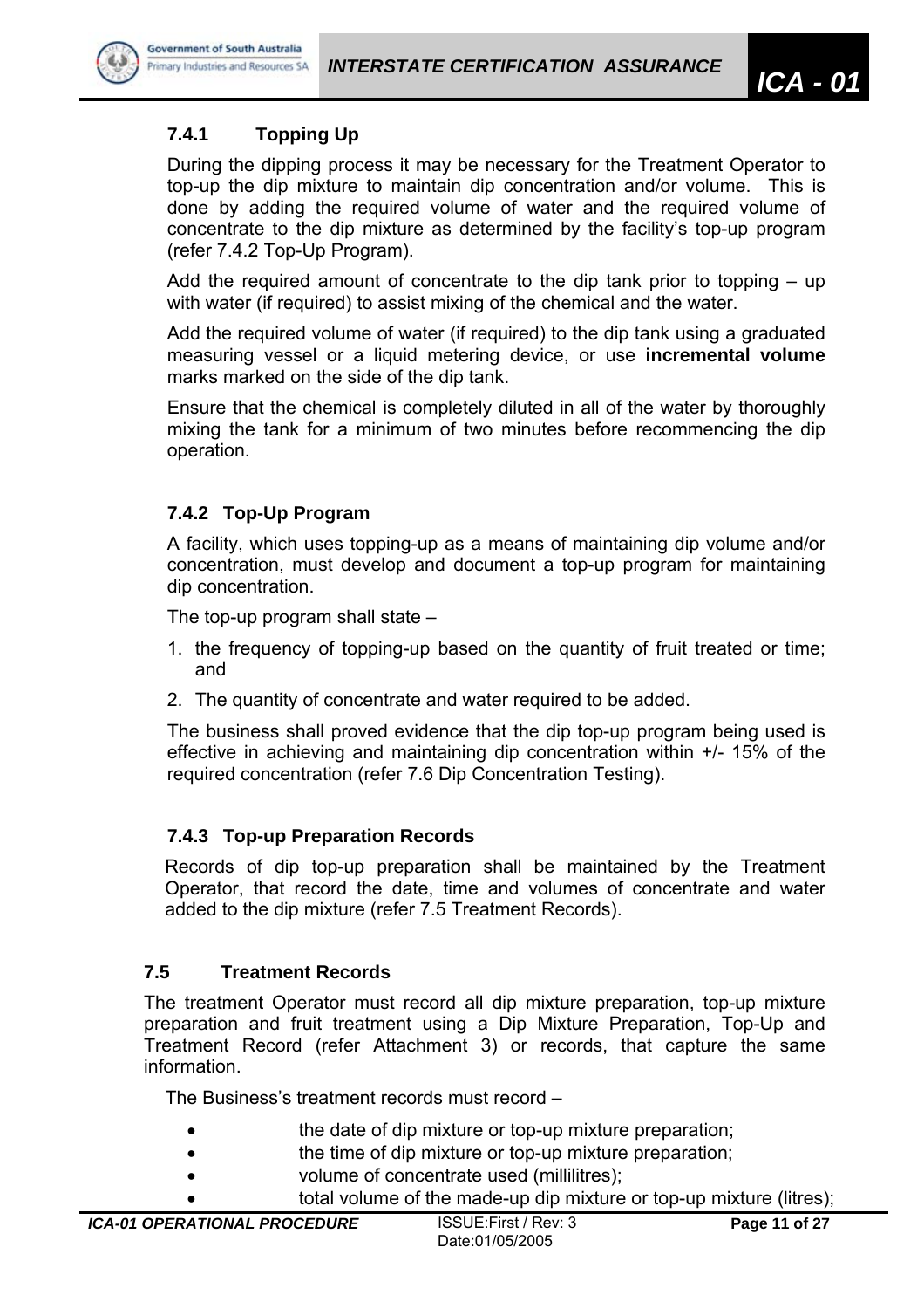#### 7.4.1 Topping Up

During the dipping process it may be necessary for the Treatment Operator to top-up the dip mixture to maintain dip concentration and/or volume. This is done by adding the required volume of water and the required volume of concentrate to the dip mixture as determined by the facility's top-up program (refer 7.4.2 Top-Up Program).

Add the required amount of concentrate to the dip tank prior to topping – up with water (if required) to assist mixing of the chemical and the water.

Add the required volume of water (if required) to the dip tank using a graduated measuring vessel or a liquid metering device, or use **incremental volume** marks marked on the side of the dip tank.

Ensure that the chemical is completely diluted in all of the water by thoroughly mixing the tank for a minimum of two minutes before recommencing the dip operation.

#### 7.4.2 Top-Up Program

A facility, which uses topping-up as a means of maintaining dip volume and/or concentration, must develop and document a top-up program for maintaining dip concentration.

The top-up program shall state –

1. the frequency of topping-up based on the quantity of fruit treated or time; and
2. The quantity of concentrate and water required to be added.

The business shall proved evidence that the dip top-up program being used is effective in achieving and maintaining dip concentration within +/- 15% of the required concentration (refer 7.6 Dip Concentration Testing).

#### 7.4.3 Top-up Preparation Records

Records of dip top-up preparation shall be maintained by the Treatment Operator, that record the date, time and volumes of concentrate and water added to the dip mixture (refer 7.5 Treatment Records).

### 7.5 Treatment Records

The treatment Operator must record all dip mixture preparation, top-up mixture preparation and fruit treatment using a Dip Mixture Preparation, Top-Up and Treatment Record (refer Attachment 3) or records, that capture the same information.

The Business's treatment records must record –

- the date of dip mixture or top-up mixture preparation;
- the time of dip mixture or top-up mixture preparation;
- volume of concentrate used (millilitres);
- total volume of the made-up dip mixture or top-up mixture (litres);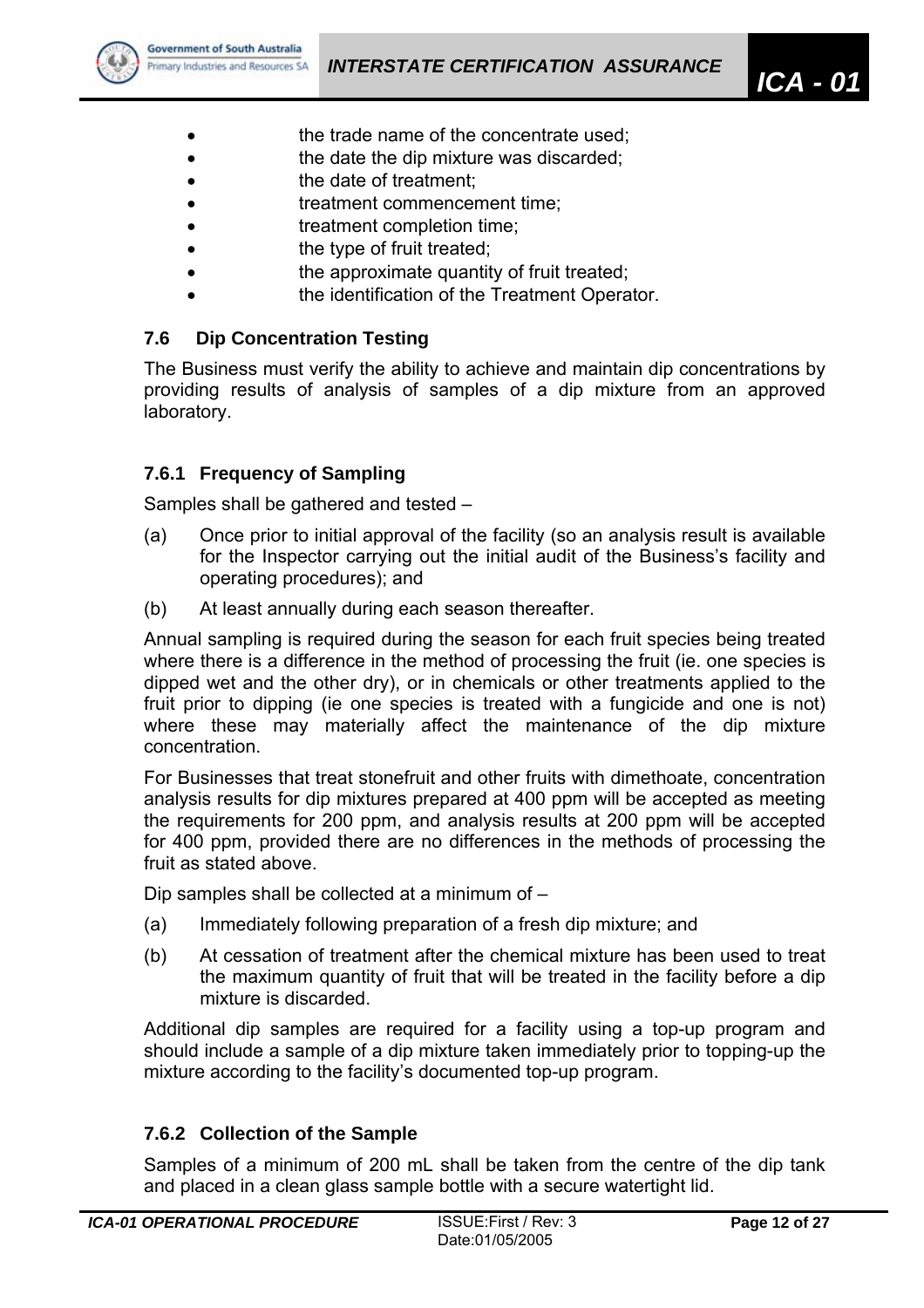- the trade name of the concentrate used;
- the date the dip mixture was discarded;
- the date of treatment;
- treatment commencement time;
- treatment completion time;
- the type of fruit treated;
- the approximate quantity of fruit treated;
- the identification of the Treatment Operator.

### 7.6 Dip Concentration Testing

The Business must verify the ability to achieve and maintain dip concentrations by providing results of analysis of samples of a dip mixture from an approved laboratory.

#### 7.6.1 Frequency of Sampling

Samples shall be gathered and tested –

(a) Once prior to initial approval of the facility (so an analysis result is available for the Inspector carrying out the initial audit of the Business's facility and operating procedures); and

(b) At least annually during each season thereafter.

Annual sampling is required during the season for each fruit species being treated where there is a difference in the method of processing the fruit (ie. one species is dipped wet and the other dry), or in chemicals or other treatments applied to the fruit prior to dipping (ie one species is treated with a fungicide and one is not) where these may materially affect the maintenance of the dip mixture concentration.

For Businesses that treat stonefruit and other fruits with dimethoate, concentration analysis results for dip mixtures prepared at 400 ppm will be accepted as meeting the requirements for 200 ppm, and analysis results at 200 ppm will be accepted for 400 ppm, provided there are no differences in the methods of processing the fruit as stated above.

Dip samples shall be collected at a minimum of –

(a) Immediately following preparation of a fresh dip mixture; and

(b) At cessation of treatment after the chemical mixture has been used to treat the maximum quantity of fruit that will be treated in the facility before a dip mixture is discarded.

Additional dip samples are required for a facility using a top-up program and should include a sample of a dip mixture taken immediately prior to topping-up the mixture according to the facility's documented top-up program.

#### 7.6.2 Collection of the Sample

Samples of a minimum of 200 mL shall be taken from the centre of the dip tank and placed in a clean glass sample bottle with a secure watertight lid.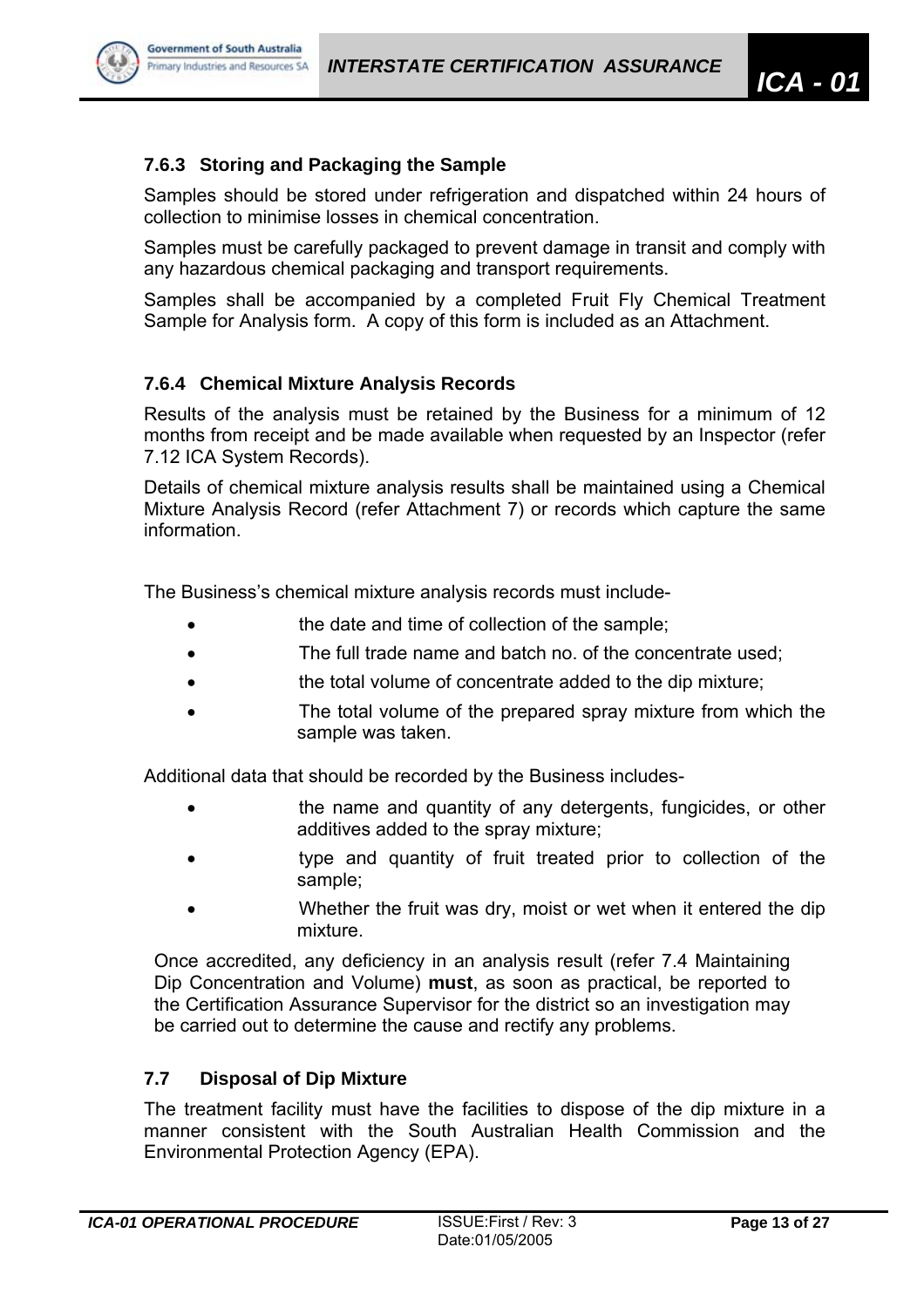#### 7.6.3 Storing and Packaging the Sample

Samples should be stored under refrigeration and dispatched within 24 hours of collection to minimise losses in chemical concentration.

Samples must be carefully packaged to prevent damage in transit and comply with any hazardous chemical packaging and transport requirements.

Samples shall be accompanied by a completed Fruit Fly Chemical Treatment Sample for Analysis form. A copy of this form is included as an Attachment.

#### 7.6.4 Chemical Mixture Analysis Records

Results of the analysis must be retained by the Business for a minimum of 12 months from receipt and be made available when requested by an Inspector (refer 7.12 ICA System Records).

Details of chemical mixture analysis results shall be maintained using a Chemical Mixture Analysis Record (refer Attachment 7) or records which capture the same information.

The Business's chemical mixture analysis records must include-

- the date and time of collection of the sample;
- The full trade name and batch no. of the concentrate used;
- the total volume of concentrate added to the dip mixture;
- The total volume of the prepared spray mixture from which the sample was taken.

Additional data that should be recorded by the Business includes-

- the name and quantity of any detergents, fungicides, or other additives added to the spray mixture;
- type and quantity of fruit treated prior to collection of the sample;
- Whether the fruit was dry, moist or wet when it entered the dip mixture.

Once accredited, any deficiency in an analysis result (refer 7.4 Maintaining Dip Concentration and Volume) **must**, as soon as practical, be reported to the Certification Assurance Supervisor for the district so an investigation may be carried out to determine the cause and rectify any problems.

### 7.7 Disposal of Dip Mixture

The treatment facility must have the facilities to dispose of the dip mixture in a manner consistent with the South Australian Health Commission and the Environmental Protection Agency (EPA).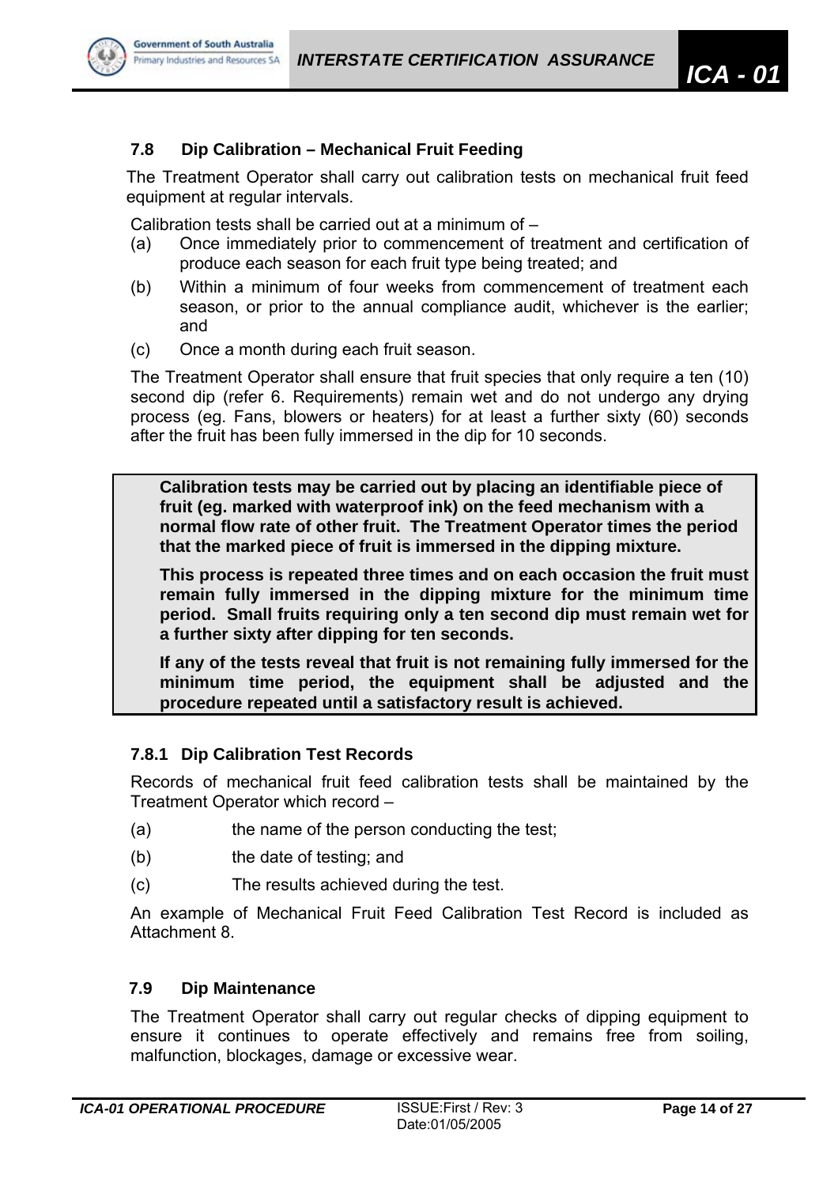### 7.8 Dip Calibration – Mechanical Fruit Feeding

The Treatment Operator shall carry out calibration tests on mechanical fruit feed equipment at regular intervals.

Calibration tests shall be carried out at a minimum of –

(a) Once immediately prior to commencement of treatment and certification of produce each season for each fruit type being treated; and

(b) Within a minimum of four weeks from commencement of treatment each season, or prior to the annual compliance audit, whichever is the earlier; and

(c) Once a month during each fruit season.

The Treatment Operator shall ensure that fruit species that only require a ten (10) second dip (refer 6. Requirements) remain wet and do not undergo any drying process (eg. Fans, blowers or heaters) for at least a further sixty (60) seconds after the fruit has been fully immersed in the dip for 10 seconds.

> **Calibration tests may be carried out by placing an identifiable piece of fruit (eg. marked with waterproof ink) on the feed mechanism with a normal flow rate of other fruit. The Treatment Operator times the period that the marked piece of fruit is immersed in the dipping mixture.**
>
> **This process is repeated three times and on each occasion the fruit must remain fully immersed in the dipping mixture for the minimum time period. Small fruits requiring only a ten second dip must remain wet for a further sixty after dipping for ten seconds.**
>
> **If any of the tests reveal that fruit is not remaining fully immersed for the minimum time period, the equipment shall be adjusted and the procedure repeated until a satisfactory result is achieved.**

#### 7.8.1 Dip Calibration Test Records

Records of mechanical fruit feed calibration tests shall be maintained by the Treatment Operator which record –

(a) the name of the person conducting the test;

(b) the date of testing; and

(c) The results achieved during the test.

An example of Mechanical Fruit Feed Calibration Test Record is included as Attachment 8.

### 7.9 Dip Maintenance

The Treatment Operator shall carry out regular checks of dipping equipment to ensure it continues to operate effectively and remains free from soiling, malfunction, blockages, damage or excessive wear.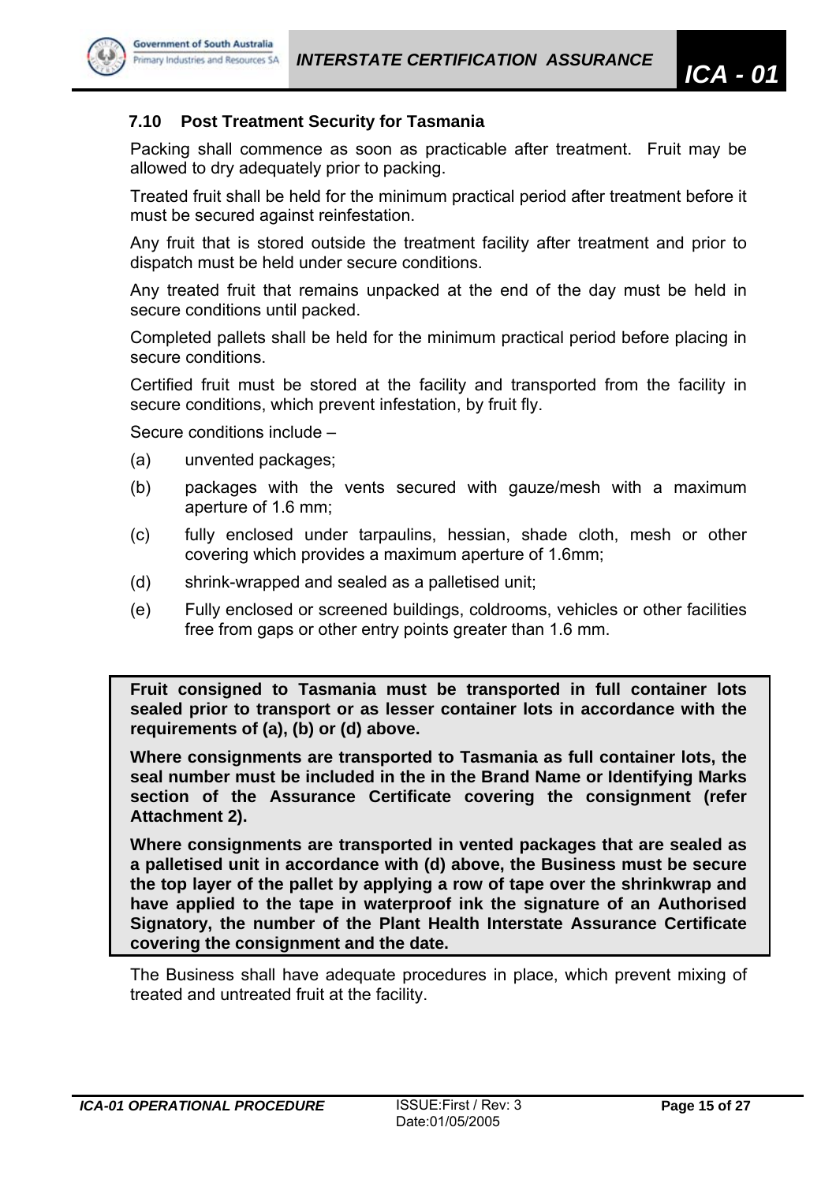### 7.10 Post Treatment Security for Tasmania

Packing shall commence as soon as practicable after treatment. Fruit may be allowed to dry adequately prior to packing.

Treated fruit shall be held for the minimum practical period after treatment before it must be secured against reinfestation.

Any fruit that is stored outside the treatment facility after treatment and prior to dispatch must be held under secure conditions.

Any treated fruit that remains unpacked at the end of the day must be held in secure conditions until packed.

Completed pallets shall be held for the minimum practical period before placing in secure conditions.

Certified fruit must be stored at the facility and transported from the facility in secure conditions, which prevent infestation, by fruit fly.

Secure conditions include –

(a) unvented packages;

(b) packages with the vents secured with gauze/mesh with a maximum aperture of 1.6 mm;

(c) fully enclosed under tarpaulins, hessian, shade cloth, mesh or other covering which provides a maximum aperture of 1.6mm;

(d) shrink-wrapped and sealed as a palletised unit;

(e) Fully enclosed or screened buildings, coldrooms, vehicles or other facilities free from gaps or other entry points greater than 1.6 mm.

**Fruit consigned to Tasmania must be transported in full container lots sealed prior to transport or as lesser container lots in accordance with the requirements of (a), (b) or (d) above.**

**Where consignments are transported to Tasmania as full container lots, the seal number must be included in the in the Brand Name or Identifying Marks section of the Assurance Certificate covering the consignment (refer Attachment 2).**

**Where consignments are transported in vented packages that are sealed as a palletised unit in accordance with (d) above, the Business must be secure the top layer of the pallet by applying a row of tape over the shrinkwrap and have applied to the tape in waterproof ink the signature of an Authorised Signatory, the number of the Plant Health Interstate Assurance Certificate covering the consignment and the date.**

The Business shall have adequate procedures in place, which prevent mixing of treated and untreated fruit at the facility.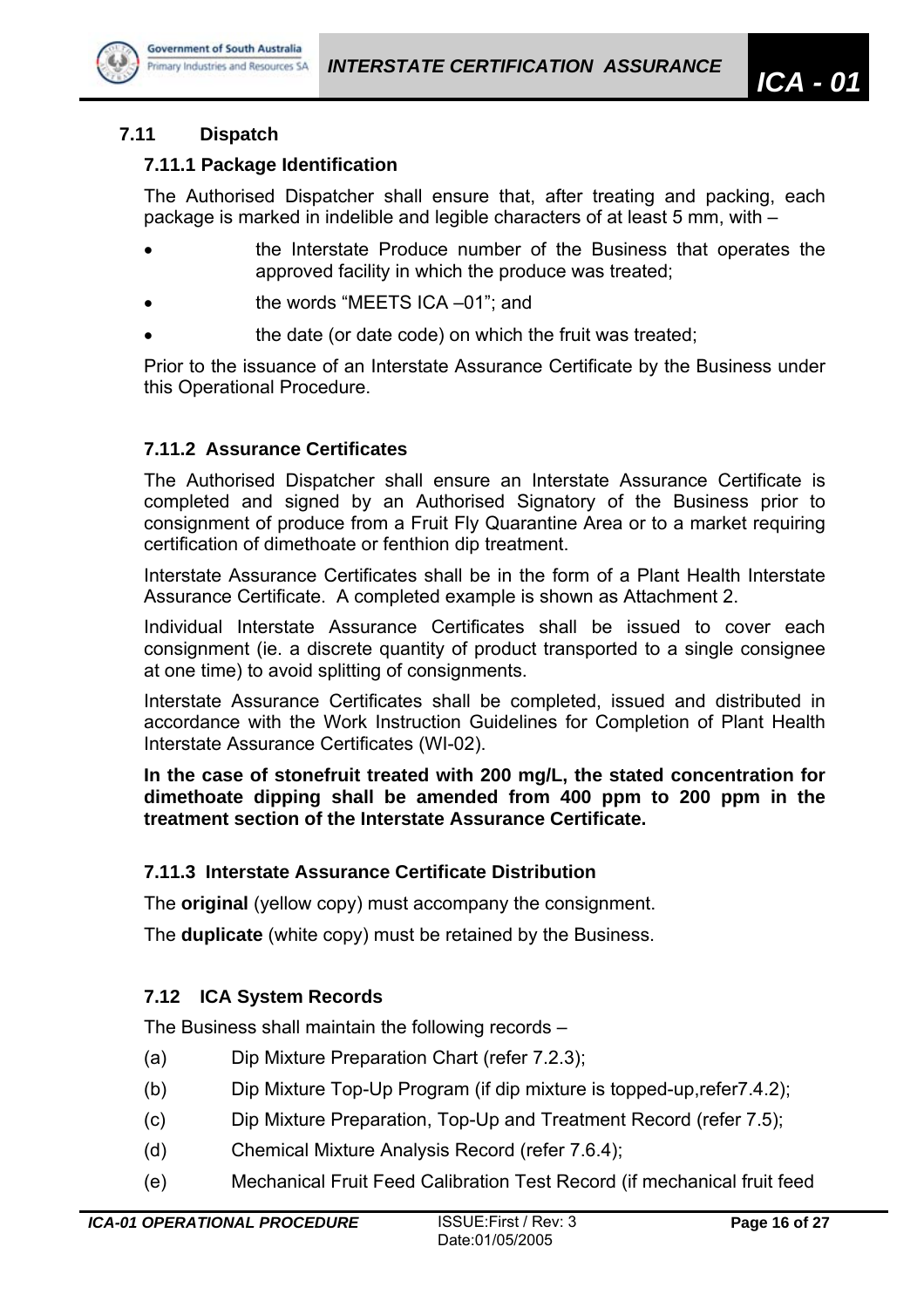## 7.11 Dispatch

### 7.11.1 Package Identification

The Authorised Dispatcher shall ensure that, after treating and packing, each package is marked in indelible and legible characters of at least 5 mm, with –

- the Interstate Produce number of the Business that operates the approved facility in which the produce was treated;
- the words "MEETS ICA –01"; and
- the date (or date code) on which the fruit was treated;

Prior to the issuance of an Interstate Assurance Certificate by the Business under this Operational Procedure.

### 7.11.2 Assurance Certificates

The Authorised Dispatcher shall ensure an Interstate Assurance Certificate is completed and signed by an Authorised Signatory of the Business prior to consignment of produce from a Fruit Fly Quarantine Area or to a market requiring certification of dimethoate or fenthion dip treatment.

Interstate Assurance Certificates shall be in the form of a Plant Health Interstate Assurance Certificate. A completed example is shown as Attachment 2.

Individual Interstate Assurance Certificates shall be issued to cover each consignment (ie. a discrete quantity of product transported to a single consignee at one time) to avoid splitting of consignments.

Interstate Assurance Certificates shall be completed, issued and distributed in accordance with the Work Instruction Guidelines for Completion of Plant Health Interstate Assurance Certificates (WI-02).

**In the case of stonefruit treated with 200 mg/L, the stated concentration for dimethoate dipping shall be amended from 400 ppm to 200 ppm in the treatment section of the Interstate Assurance Certificate.**

### 7.11.3 Interstate Assurance Certificate Distribution

The **original** (yellow copy) must accompany the consignment.

The **duplicate** (white copy) must be retained by the Business.

## 7.12 ICA System Records

The Business shall maintain the following records –

(a) Dip Mixture Preparation Chart (refer 7.2.3);

(b) Dip Mixture Top-Up Program (if dip mixture is topped-up,refer7.4.2);

(c) Dip Mixture Preparation, Top-Up and Treatment Record (refer 7.5);

(d) Chemical Mixture Analysis Record (refer 7.6.4);

(e) Mechanical Fruit Feed Calibration Test Record (if mechanical fruit feed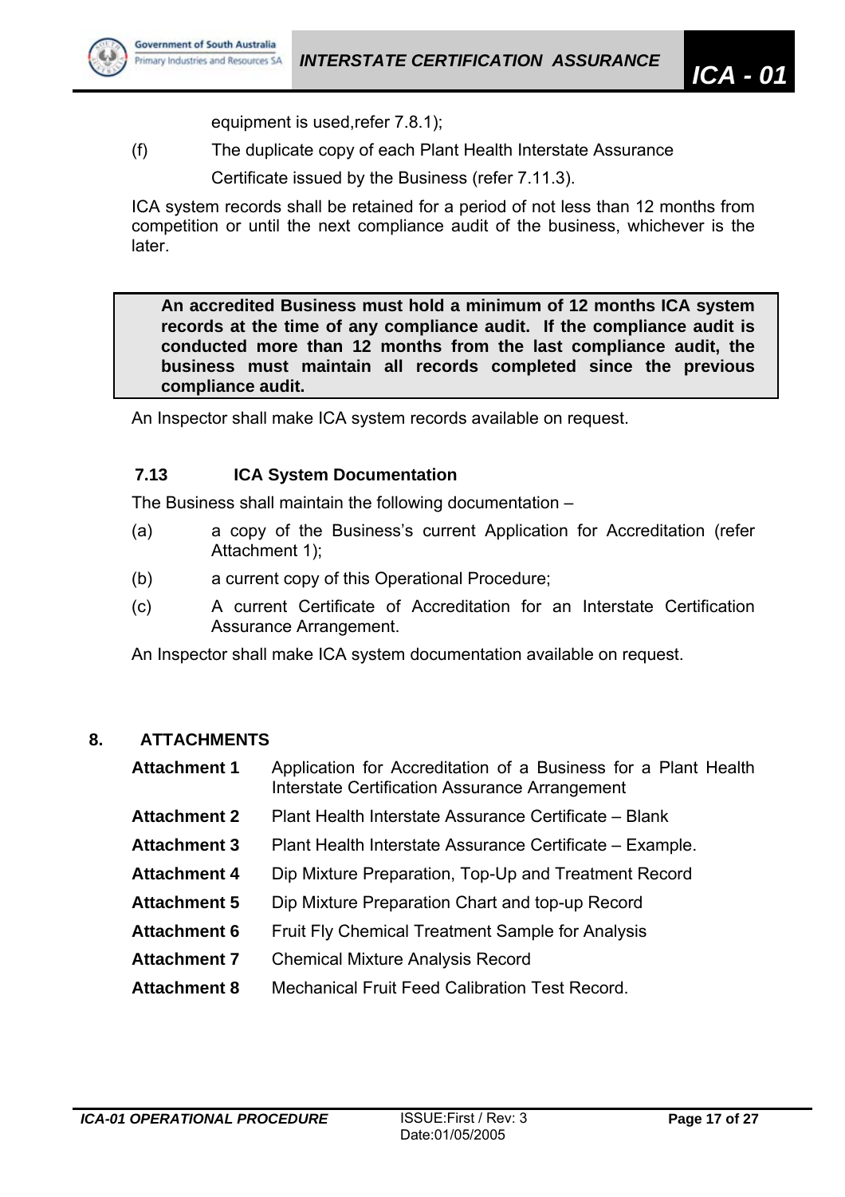equipment is used,refer 7.8.1);

(f) The duplicate copy of each Plant Health Interstate Assurance Certificate issued by the Business (refer 7.11.3).

ICA system records shall be retained for a period of not less than 12 months from competition or until the next compliance audit of the business, whichever is the later.

> **An accredited Business must hold a minimum of 12 months ICA system records at the time of any compliance audit. If the compliance audit is conducted more than 12 months from the last compliance audit, the business must maintain all records completed since the previous compliance audit.**

An Inspector shall make ICA system records available on request.

### 7.13 ICA System Documentation

The Business shall maintain the following documentation –

(a) a copy of the Business's current Application for Accreditation (refer Attachment 1);

(b) a current copy of this Operational Procedure;

(c) A current Certificate of Accreditation for an Interstate Certification Assurance Arrangement.

An Inspector shall make ICA system documentation available on request.

## 8. ATTACHMENTS

| | |
|---|---|
| **Attachment 1** | Application for Accreditation of a Business for a Plant Health Interstate Certification Assurance Arrangement |
| **Attachment 2** | Plant Health Interstate Assurance Certificate – Blank |
| **Attachment 3** | Plant Health Interstate Assurance Certificate – Example. |
| **Attachment 4** | Dip Mixture Preparation, Top-Up and Treatment Record |
| **Attachment 5** | Dip Mixture Preparation Chart and top-up Record |
| **Attachment 6** | Fruit Fly Chemical Treatment Sample for Analysis |
| **Attachment 7** | Chemical Mixture Analysis Record |
| **Attachment 8** | Mechanical Fruit Feed Calibration Test Record. |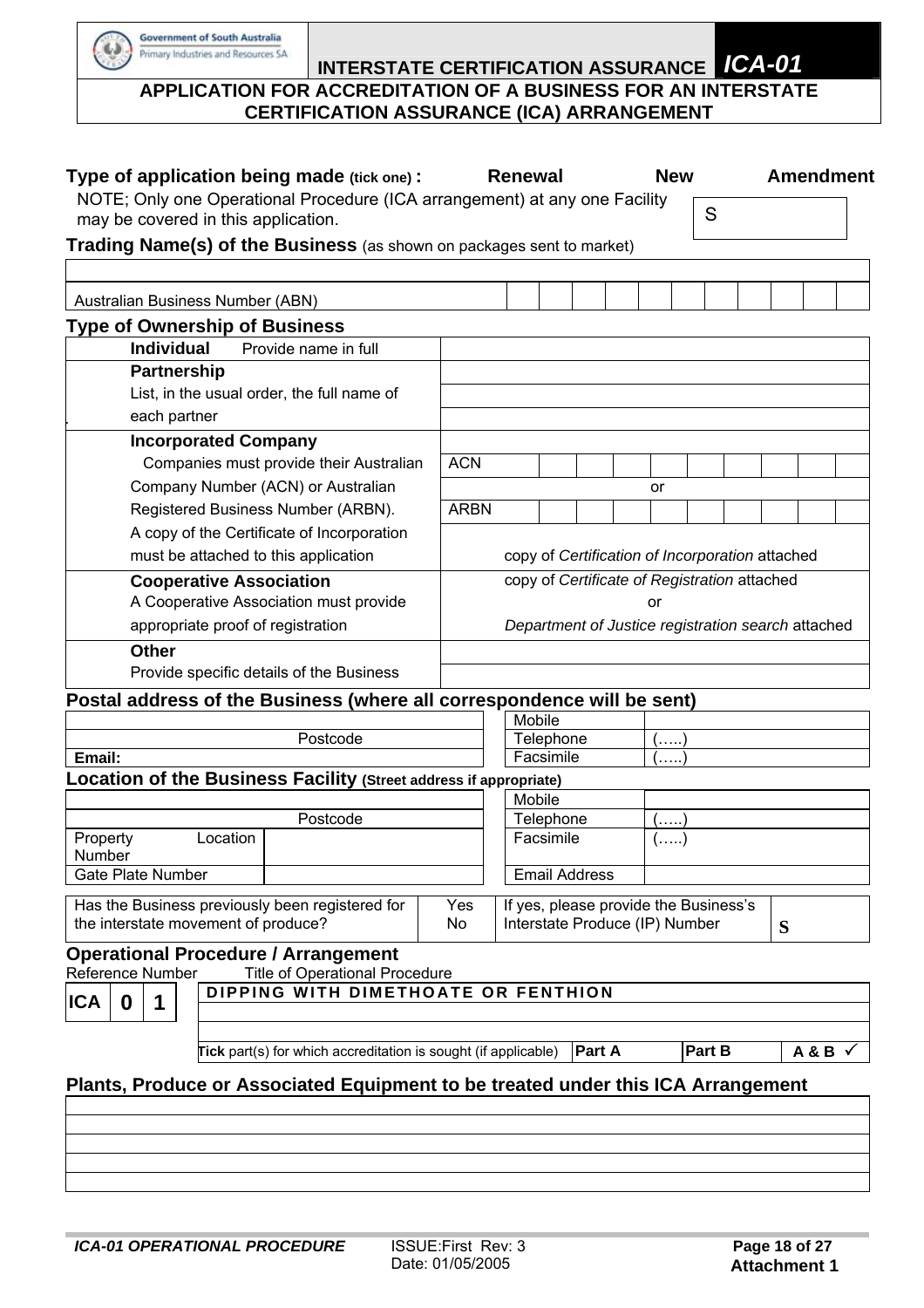INTERSTATE CERTIFICATION ASSURANCE **ICA-01**

## APPLICATION FOR ACCREDITATION OF A BUSINESS FOR AN INTERSTATE CERTIFICATION ASSURANCE (ICA) ARRANGEMENT

**Type of application being made (tick one) :** **Renewal** **New** **Amendment**

NOTE; Only one Operational Procedure (ICA arrangement) at any one Facility may be covered in this application.

| S |
|---|

**Trading Name(s) of the Business** (as shown on packages sent to market)

| |
|---|

| Australian Business Number (ABN) | | | | | | | | | | | |
|---|---|---|---|---|---|---|---|---|---|---|---|

### Type of Ownership of Business

| | |
|---|---|
| **Individual** Provide name in full | |
| **Partnership** | |
| List, in the usual order, the full name of | |
| each partner | |
| **Incorporated Company** | |
| Companies must provide their Australian | ACN |
| Company Number (ACN) or Australian | or |
| Registered Business Number (ARBN). | ARBN |
| A copy of the Certificate of Incorporation must be attached to this application | copy of *Certification of Incorporation* attached |
| **Cooperative Association** A Cooperative Association must provide appropriate proof of registration | copy of *Certificate of Registration* attached or *Department of Justice registration search* attached |
| **Other** | |
| Provide specific details of the Business | |

### Postal address of the Business (where all correspondence will be sent)

| | | |
|---|---|---|
| | Mobile | |
| Postcode | Telephone | (…..) |
| **Email:** | Facsimile | (…..) |

### Location of the Business Facility (Street address if appropriate)

| | | | |
|---|---|---|---|
| | | Mobile | |
| Postcode | | Telephone | (…..) |
| Property Number | Location | Facsimile | (…..) |
| Gate Plate Number | | Email Address | |

| Has the Business previously been registered for the interstate movement of produce? | Yes No | If yes, please provide the Business's Interstate Produce (IP) Number | S |
|---|---|---|---|

### Operational Procedure / Arrangement

| Reference Number | Title of Operational Procedure |
|---|---|
| ICA 0 1 | DIPPING WITH DIMETHOATE OR FENTHION |
| | |
| | |

| **Tick** part(s) for which accreditation is sought (if applicable) | **Part A** | **Part B** | **A & B** ✓ |
|---|---|---|---|

### Plants, Produce or Associated Equipment to be treated under this ICA Arrangement

| |
|---|
| |
| |
| |
| |

**Attachment 1**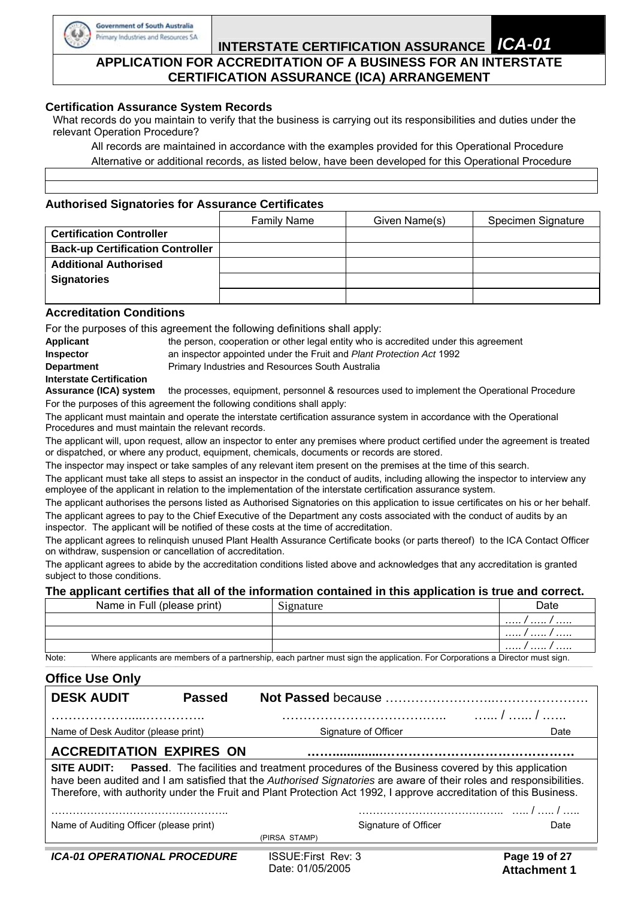# APPLICATION FOR ACCREDITATION OF A BUSINESS FOR AN INTERSTATE CERTIFICATION ASSURANCE (ICA) ARRANGEMENT

## Certification Assurance System Records

What records do you maintain to verify that the business is carrying out its responsibilities and duties under the relevant Operation Procedure?

All records are maintained in accordance with the examples provided for this Operational Procedure

Alternative or additional records, as listed below, have been developed for this Operational Procedure

| |
|---|
| |
| |

## Authorised Signatories for Assurance Certificates

| | Family Name | Given Name(s) | Specimen Signature |
|---|---|---|---|
| **Certification Controller** | | | |
| **Back-up Certification Controller** | | | |
| **Additional Authorised Signatories** | | | |
| | | | |
| | | | |

## Accreditation Conditions

For the purposes of this agreement the following definitions shall apply:

**Applicant** the person, cooperation or other legal entity who is accredited under this agreement

**Inspector** an inspector appointed under the Fruit and *Plant Protection Act* 1992

**Department** Primary Industries and Resources South Australia

**Interstate Certification Assurance (ICA) system** the processes, equipment, personnel & resources used to implement the Operational Procedure

For the purposes of this agreement the following conditions shall apply:

The applicant must maintain and operate the interstate certification assurance system in accordance with the Operational Procedures and must maintain the relevant records.

The applicant will, upon request, allow an inspector to enter any premises where product certified under the agreement is treated or dispatched, or where any product, equipment, chemicals, documents or records are stored.

The inspector may inspect or take samples of any relevant item present on the premises at the time of this search.

The applicant must take all steps to assist an inspector in the conduct of audits, including allowing the inspector to interview any employee of the applicant in relation to the implementation of the interstate certification assurance system.

The applicant authorises the persons listed as Authorised Signatories on this application to issue certificates on his or her behalf.

The applicant agrees to pay to the Chief Executive of the Department any costs associated with the conduct of audits by an inspector. The applicant will be notified of these costs at the time of accreditation.

The applicant agrees to relinquish unused Plant Health Assurance Certificate books (or parts thereof) to the ICA Contact Officer on withdraw, suspension or cancellation of accreditation.

The applicant agrees to abide by the accreditation conditions listed above and acknowledges that any accreditation is granted subject to those conditions.

**The applicant certifies that all of the information contained in this application is true and correct.**

| Name in Full (please print) | Signature | Date |
|---|---|---|
| | | ….. / ….. / ….. |
| | | ….. / ….. / ….. |
| | | ….. / ….. / ….. |

Note: Where applicants are members of a partnership, each partner must sign the application. For Corporations a Director must sign.

## Office Use Only

**DESK AUDIT** **Passed** **Not Passed** because ……………………….…………………

……………….....………….. ………….………………………. ….. / ….. / …..

Name of Desk Auditor (please print) Signature of Officer Date

**ACCREDITATION EXPIRES ON** ……..............………………………………………

**SITE AUDIT:** **Passed**. The facilities and treatment procedures of the Business covered by this application have been audited and I am satisfied that the *Authorised Signatories* are aware of their roles and responsibilities. Therefore, with authority under the Fruit and Plant Protection Act 1992, I approve accreditation of this Business.

………………………………………….. ………………………………….. ….. / ….. / …..

Name of Auditing Officer (please print) Signature of Officer Date

(PIRSA STAMP)

**ICA-01 OPERATIONAL PROCEDURE** ISSUE:First Rev: 3 Date: 01/05/2005 **Attachment 1**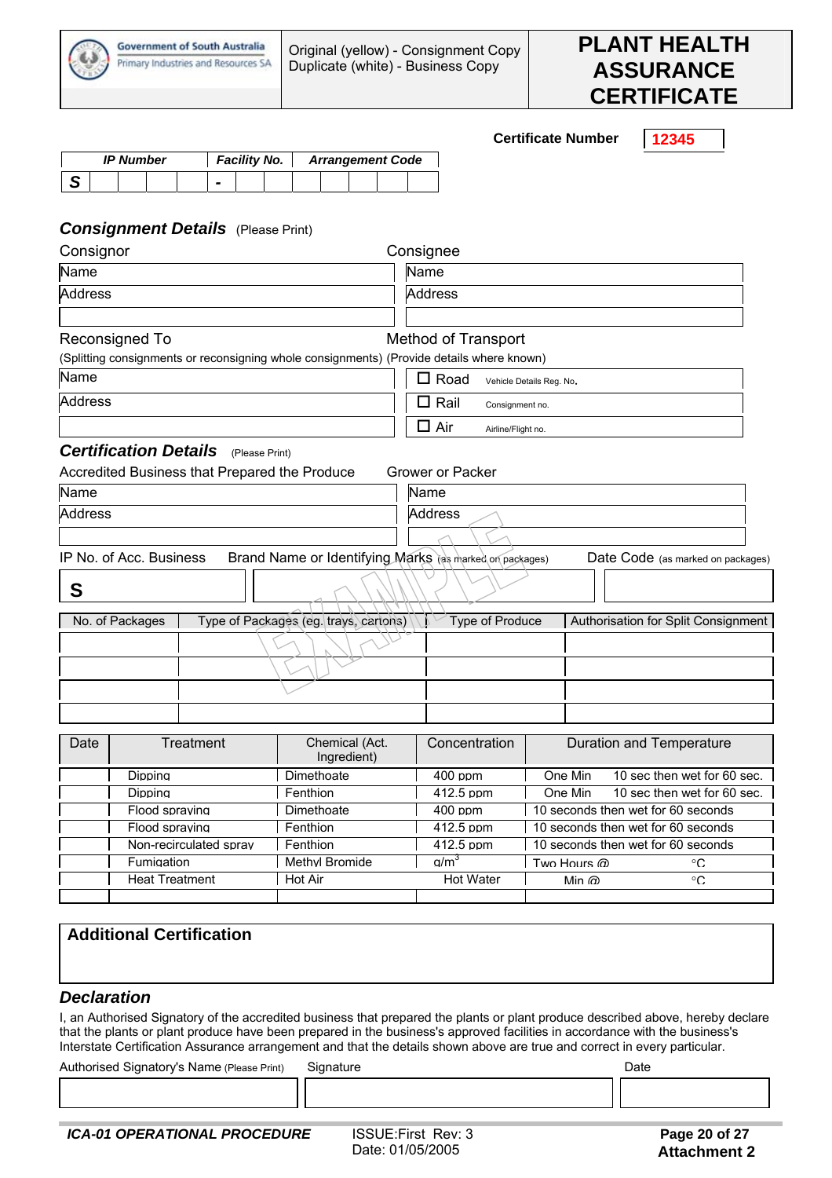Government of South Australia
Primary Industries and Resources SA

Original (yellow) - Consignment Copy
Duplicate (white) - Business Copy

# PLANT HEALTH ASSURANCE CERTIFICATE

**Certificate Number** 12345

| ***IP Number*** | | | | | ***Facility No.*** | | | ***Arrangement Code*** | | | | |
|---|---|---|---|---|---|---|---|---|---|---|---|---|
| **S** | | | | | **-** | | | | | | | |

## *Consignment Details* (Please Print)

| Consignor | Consignee |
|---|---|
| Name | Name |
| Address | Address |
| | |

| Reconsigned To (Splitting consignments or reconsigning whole consignments) | Method of Transport (Provide details where known) |
|---|---|
| Name | ☐ Road Vehicle Details Reg. No. |
| Address | ☐ Rail Consignment no. |
| | ☐ Air Airline/Flight no. |

## *Certification Details* (Please Print)

| Accredited Business that Prepared the Produce | Grower or Packer |
|---|---|
| Name | Name |
| Address | Address |
| | |

| IP No. of Acc. Business | Brand Name or Identifying Marks (as marked on packages) | Date Code (as marked on packages) |
|---|---|---|
| **S** | | |

EXAMPLE

| No. of Packages | Type of Packages (eg. trays, cartons) | Type of Produce | Authorisation for Split Consignment |
|---|---|---|---|
| | | | |
| | | | |
| | | | |
| | | | |

| Date | Treatment | Chemical (Act. Ingredient) | Concentration | Duration and Temperature |
|---|---|---|---|---|
| | Dipping | Dimethoate | 400 ppm | One Min 10 sec then wet for 60 sec. |
| | Dipping | Fenthion | 412.5 ppm | One Min 10 sec then wet for 60 sec. |
| | Flood spraying | Dimethoate | 400 ppm | 10 seconds then wet for 60 seconds |
| | Flood spraying | Fenthion | 412.5 ppm | 10 seconds then wet for 60 seconds |
| | Non-recirculated spray | Fenthion | 412.5 ppm | 10 seconds then wet for 60 seconds |
| | Fumigation | Methyl Bromide | $g/m^3$ | Two Hours @ °C |
| | Heat Treatment | Hot Air | Hot Water | Min @ °C |
| | | | | |

**Additional Certification**

## *Declaration*

I, an Authorised Signatory of the accredited business that prepared the plants or plant produce described above, hereby declare that the plants or plant produce have been prepared in the business's approved facilities in accordance with the business's Interstate Certification Assurance arrangement and that the details shown above are true and correct in every particular.

| Authorised Signatory's Name (Please Print) | Signature | Date |
|---|---|---|
| | | |

***ICA-01 OPERATIONAL PROCEDURE*** ISSUE:First Rev: 3 Date: 01/05/2005 **Attachment 2**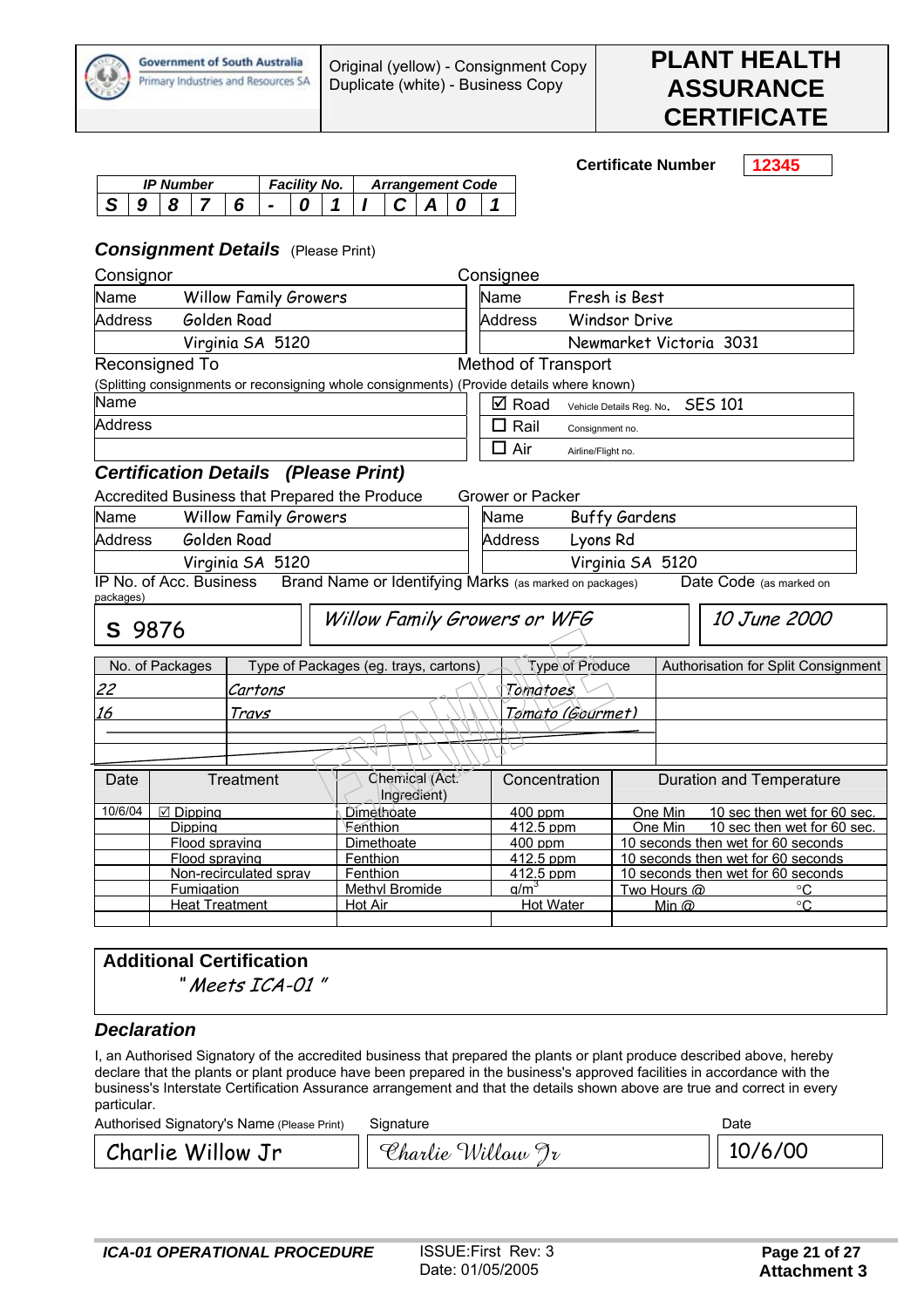Government of South Australia
Primary Industries and Resources SA

Original (yellow) - Consignment Copy
Duplicate (white) - Business Copy

# PLANT HEALTH ASSURANCE CERTIFICATE

**Certificate Number** 12345

| IP Number | | | | | Facility No. | | Arrangement Code | | | | |
|---|---|---|---|---|---|---|---|---|---|---|---|
| S | 9 | 8 | 7 | 6 | - | 0 | 1 | I | C | A | 0 | 1 |

## Consignment Details (Please Print)

| Consignor | | Consignee | |
|---|---|---|---|
| Name | Willow Family Growers | Name | Fresh is Best |
| Address | Golden Road | Address | Windsor Drive |
| | Virginia SA 5120 | | Newmarket Victoria 3031 |

| Reconsigned To | | Method of Transport | |
|---|---|---|---|
| (Splitting consignments or reconsigning whole consignments) | | (Provide details where known) | |
| Name | | ☑ Road | Vehicle Details Reg. No. SES 101 |
| Address | | ☐ Rail | Consignment no. |
| | | ☐ Air | Airline/Flight no. |

## Certification Details (Please Print)

| Accredited Business that Prepared the Produce | | Grower or Packer | |
|---|---|---|---|
| Name | Willow Family Growers | Name | Buffy Gardens |
| Address | Golden Road | Address | Lyons Rd |
| | Virginia SA 5120 | | Virginia SA 5120 |

| IP No. of Acc. Business | Brand Name or Identifying Marks (as marked on packages) | Date Code (as marked on packages) |
|---|---|---|
| S 9876 | Willow Family Growers or WFG | 10 June 2000 |

| No. of Packages | Type of Packages (eg. trays, cartons) | Type of Produce | Authorisation for Split Consignment |
|---|---|---|---|
| 22 | Cartons | Tomatoes | |
| 16 | Trays | Tomato (Gourmet) | |
| | | | |
| | | | |

| Date | Treatment | Chemical (Act. Ingredient) | Concentration | Duration and Temperature |
|---|---|---|---|---|
| 10/6/04 | ☑ Dipping | Dimethoate | 400 ppm | One Min 10 sec then wet for 60 sec. |
| | Dipping | Fenthion | 412.5 ppm | One Min 10 sec then wet for 60 sec. |
| | Flood spraying | Dimethoate | 400 ppm | 10 seconds then wet for 60 seconds |
| | Flood spraying | Fenthion | 412.5 ppm | 10 seconds then wet for 60 seconds |
| | Non-recirculated spray | Fenthion | 412.5 ppm | 10 seconds then wet for 60 seconds |
| | Fumigation | Methyl Bromide | $g/m^3$ | Two Hours @ °C |
| | Heat Treatment | Hot Air | Hot Water | Min @ °C |
| | | | | |

## Additional Certification

"Meets ICA-01"

## Declaration

I, an Authorised Signatory of the accredited business that prepared the plants or plant produce described above, hereby declare that the plants or plant produce have been prepared in the business's approved facilities in accordance with the business's Interstate Certification Assurance arrangement and that the details shown above are true and correct in every particular.

| Authorised Signatory's Name (Please Print) | Signature | Date |
|---|---|---|
| Charlie Willow Jr | Charlie Willow Jr | 10/6/00 |

ICA-01 OPERATIONAL PROCEDURE — ISSUE:First Rev: 3 Date: 01/05/2005 — Attachment 3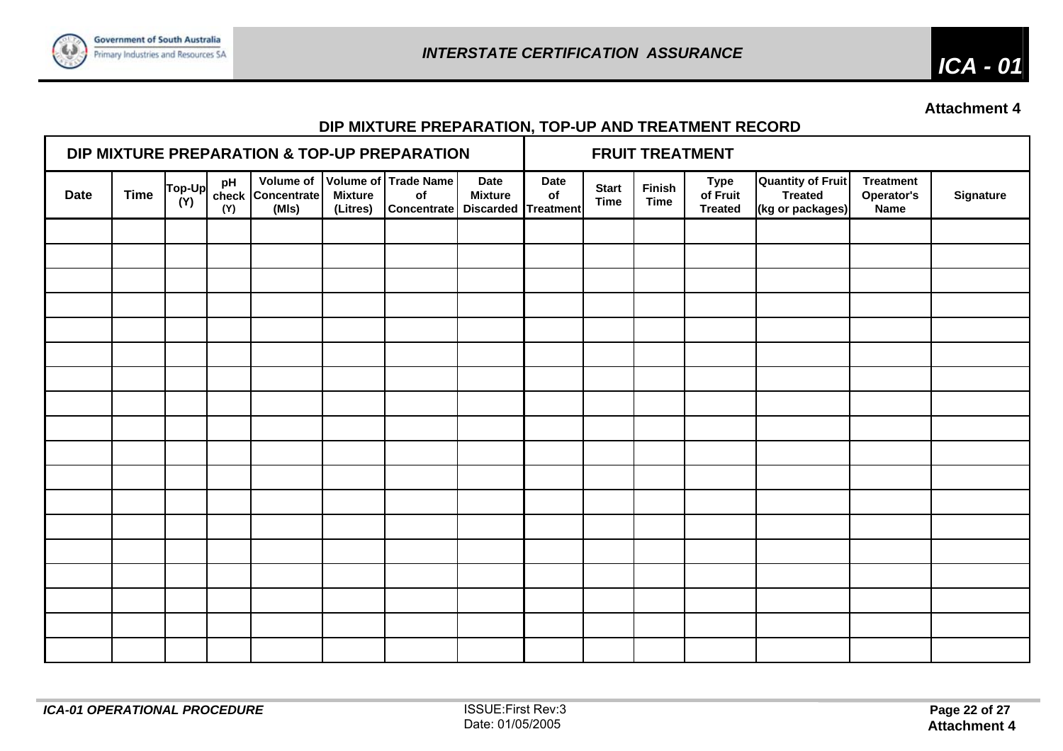**Attachment 4**

## DIP MIXTURE PREPARATION, TOP-UP AND TREATMENT RECORD

| DIP MIXTURE PREPARATION & TOP-UP PREPARATION | | | | | | | | FRUIT TREATMENT | | | | | | |
|---|---|---|---|---|---|---|---|---|---|---|---|---|---|---|
| Date | Time | Top-Up (Y) | pH check (Y) | Volume of Concentrate (Mls) | Volume of Mixture (Litres) | Trade Name of Concentrate | Date Mixture Discarded | Date of Treatment | Start Time | Finish Time | Type of Fruit Treated | Quantity of Fruit Treated (kg or packages) | Treatment Operator's Name | Signature |
| | | | | | | | | | | | | | | |
| | | | | | | | | | | | | | | |
| | | | | | | | | | | | | | | |
| | | | | | | | | | | | | | | |
| | | | | | | | | | | | | | | |
| | | | | | | | | | | | | | | |
| | | | | | | | | | | | | | | |
| | | | | | | | | | | | | | | |
| | | | | | | | | | | | | | | |
| | | | | | | | | | | | | | | |
| | | | | | | | | | | | | | | |
| | | | | | | | | | | | | | | |
| | | | | | | | | | | | | | | |
| | | | | | | | | | | | | | | |
| | | | | | | | | | | | | | | |
| | | | | | | | | | | | | | | |
| | | | | | | | | | | | | | | |
| | | | | | | | | | | | | | | |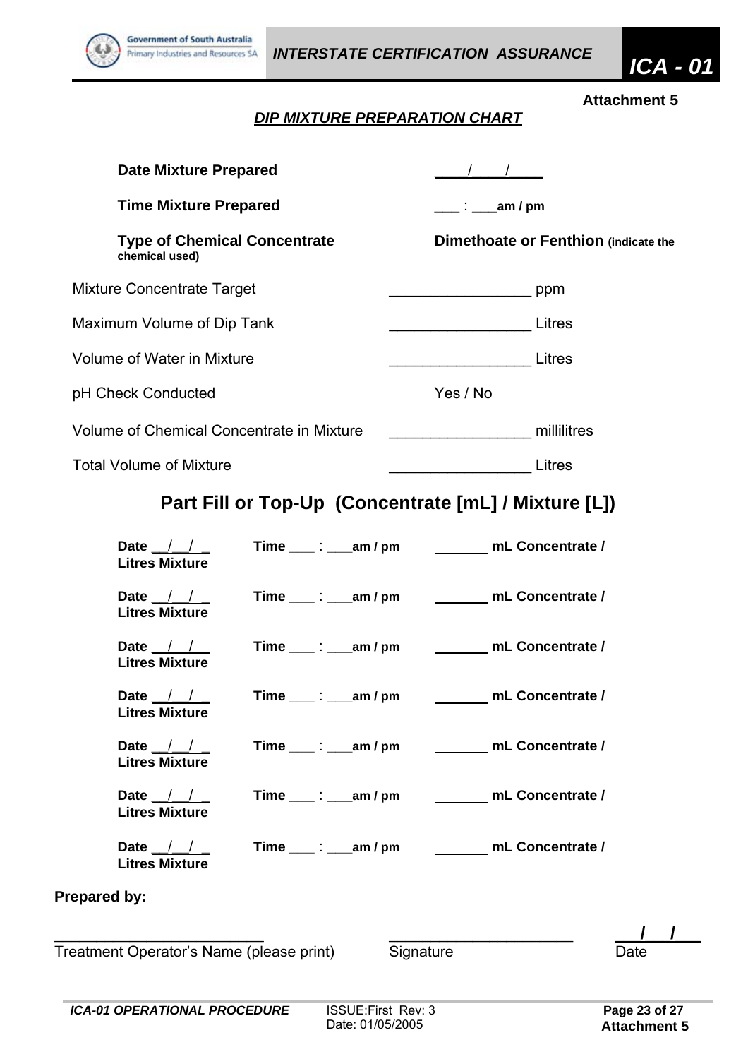**Attachment 5**

## *DIP MIXTURE PREPARATION CHART*

**Date Mixture Prepared** ____/____/____

**Time Mixture Prepared** ___ : ___**am / pm**

**Type of Chemical Concentrate** (indicate the chemical used) **Dimethoate or Fenthion**

Mixture Concentrate Target ________________ ppm

Maximum Volume of Dip Tank ________________ Litres

Volume of Water in Mixture ________________ Litres

pH Check Conducted Yes / No

Volume of Chemical Concentrate in Mixture ________________ millilitres

Total Volume of Mixture ________________ Litres

## Part Fill or Top-Up (Concentrate [mL] / Mixture [L])

**Date __/__/__ Time ___ : ___am / pm _______ mL Concentrate / Litres Mixture**

**Date __/__/__ Time ___ : ___am / pm _______ mL Concentrate / Litres Mixture**

**Date __/__/__ Time ___ : ___am / pm _______ mL Concentrate / Litres Mixture**

**Date __/__/__ Time ___ : ___am / pm _______ mL Concentrate / Litres Mixture**

**Date __/__/__ Time ___ : ___am / pm _______ mL Concentrate / Litres Mixture**

**Date __/__/__ Time ___ : ___am / pm _______ mL Concentrate / Litres Mixture**

**Date __/__/__ Time ___ : ___am / pm _______ mL Concentrate / Litres Mixture**

**Prepared by:**

________________________ ________________________ ___/___/___

Treatment Operator's Name (please print) Signature Date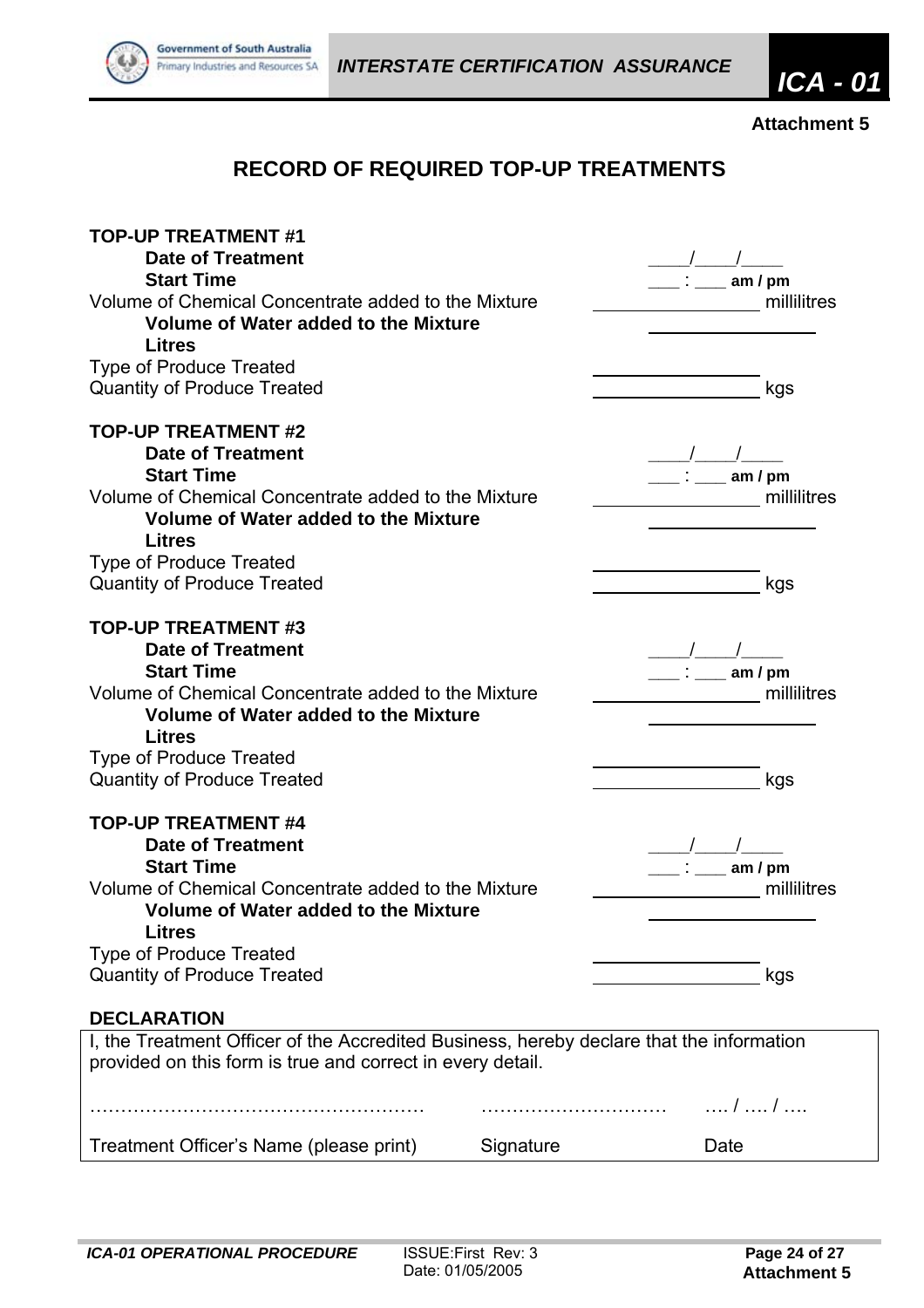**Attachment 5**

## RECORD OF REQUIRED TOP-UP TREATMENTS

**TOP-UP TREATMENT #1**

**Date of Treatment** ____/____/____

**Start Time** ___ : ___ **am / pm**

Volume of Chemical Concentrate added to the Mixture ________________ millilitres

**Volume of Water added to the Mixture Litres** ________________

Type of Produce Treated ________________

Quantity of Produce Treated ________________ kgs

**TOP-UP TREATMENT #2**

**Date of Treatment** ____/____/____

**Start Time** ___ : ___ **am / pm**

Volume of Chemical Concentrate added to the Mixture ________________ millilitres

**Volume of Water added to the Mixture Litres** ________________

Type of Produce Treated ________________

Quantity of Produce Treated ________________ kgs

**TOP-UP TREATMENT #3**

**Date of Treatment** ____/____/____

**Start Time** ___ : ___ **am / pm**

Volume of Chemical Concentrate added to the Mixture ________________ millilitres

**Volume of Water added to the Mixture Litres** ________________

Type of Produce Treated ________________

Quantity of Produce Treated ________________ kgs

**TOP-UP TREATMENT #4**

**Date of Treatment** ____/____/____

**Start Time** ___ : ___ **am / pm**

Volume of Chemical Concentrate added to the Mixture ________________ millilitres

**Volume of Water added to the Mixture Litres** ________________

Type of Produce Treated ________________

Quantity of Produce Treated ________________ kgs

**DECLARATION**

I, the Treatment Officer of the Accredited Business, hereby declare that the information provided on this form is true and correct in every detail.

| ……………………………………………… | ………………………… | …. / …. / …. |
|---|---|---|
| Treatment Officer's Name (please print) | Signature | Date |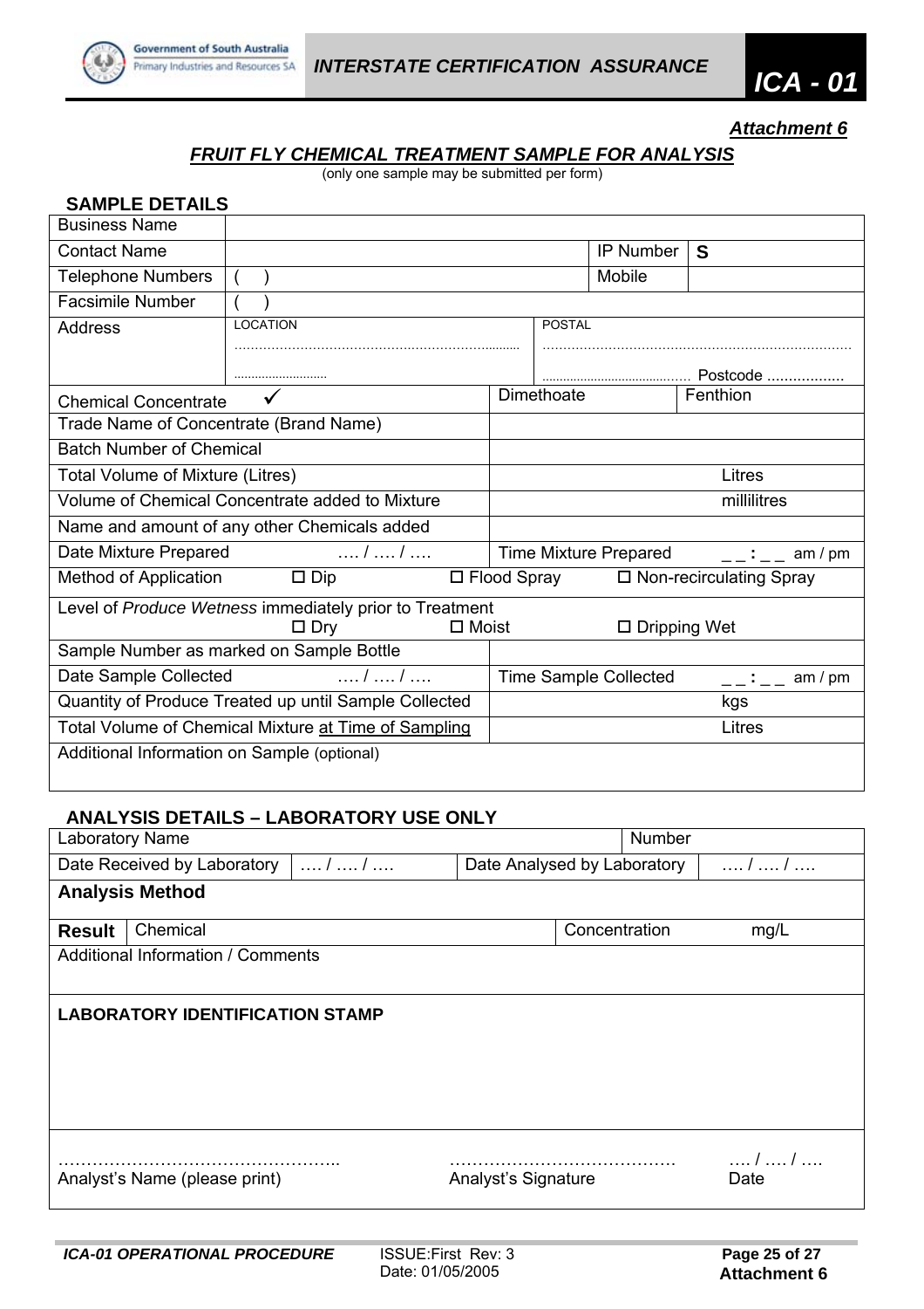*Attachment 6*

## *FRUIT FLY CHEMICAL TREATMENT SAMPLE FOR ANALYSIS*

(only one sample may be submitted per form)

### SAMPLE DETAILS

| Business Name | | | |
|---|---|---|---|
| Contact Name | | IP Number | **S** |
| Telephone Numbers | ( ) | Mobile | |
| Facsimile Number | ( ) | | |
| Address | LOCATION ………………………………………………………… ……………………… | POSTAL …………………………………………………………… …………………………………… Postcode ……………… | |

| Chemical Concentrate ✓ | Dimethoate | Fenthion |
|---|---|---|
| Trade Name of Concentrate (Brand Name) | | |
| Batch Number of Chemical | | |
| Total Volume of Mixture (Litres) | Litres | |
| Volume of Chemical Concentrate added to Mixture | millilitres | |
| Name and amount of any other Chemicals added | | |
| Date Mixture Prepared …. / …. / …. | Time Mixture Prepared _ _ : _ _ am / pm | |
| Method of Application ☐ Dip ☐ Flood Spray ☐ Non-recirculating Spray | | |
| Level of *Produce Wetness* immediately prior to Treatment ☐ Dry ☐ Moist ☐ Dripping Wet | | |
| Sample Number as marked on Sample Bottle | | |
| Date Sample Collected …. / …. / …. | Time Sample Collected _ _ : _ _ am / pm | |
| Quantity of Produce Treated up until Sample Collected | kgs | |
| Total Volume of Chemical Mixture at Time of Sampling | Litres | |
| Additional Information on Sample (optional) | | |

### ANALYSIS DETAILS – LABORATORY USE ONLY

| Laboratory Name | | Number | |
|---|---|---|---|
| Date Received by Laboratory | …. / …. / …. | Date Analysed by Laboratory | …. / …. / …. |
| **Analysis Method** | | | |
| **Result** Chemical | | Concentration | mg/L |
| Additional Information / Comments | | | |

**LABORATORY IDENTIFICATION STAMP**

……………………………………………..
Analyst's Name (please print)

………………………………….
Analyst's Signature

…. / …. / ….
Date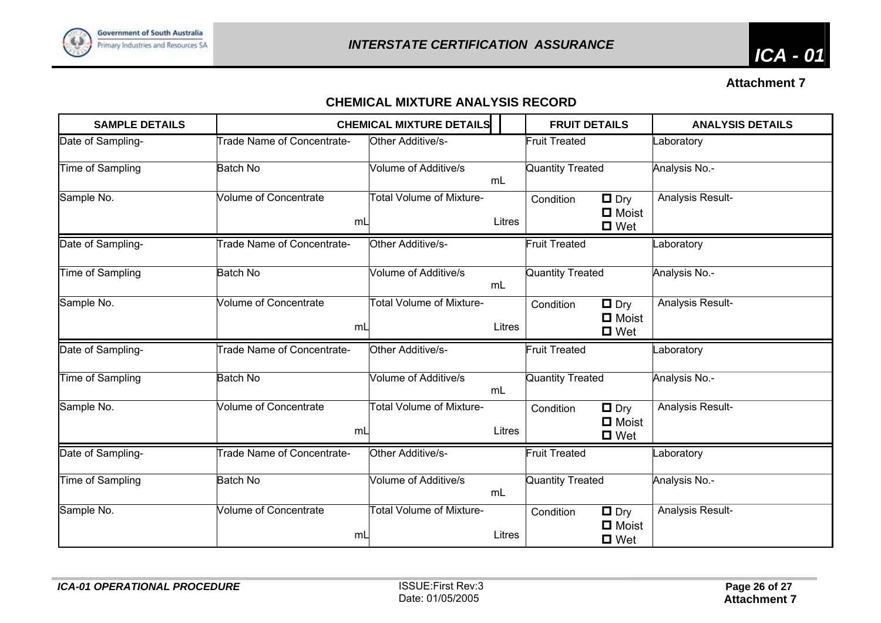**Attachment 7**

## CHEMICAL MIXTURE ANALYSIS RECORD

| SAMPLE DETAILS | CHEMICAL MIXTURE DETAILS | | FRUIT DETAILS | | ANALYSIS DETAILS |
|---|---|---|---|---|---|
| Date of Sampling- | Trade Name of Concentrate- | Other Additive/s- | Fruit Treated | | Laboratory |
| Time of Sampling | Batch No | Volume of Additive/s mL | Quantity Treated | | Analysis No.- |
| Sample No. | Volume of Concentrate mL | Total Volume of Mixture- Litres | Condition | ☐ Dry ☐ Moist ☐ Wet | Analysis Result- |
| Date of Sampling- | Trade Name of Concentrate- | Other Additive/s- | Fruit Treated | | Laboratory |
| Time of Sampling | Batch No | Volume of Additive/s mL | Quantity Treated | | Analysis No.- |
| Sample No. | Volume of Concentrate mL | Total Volume of Mixture- Litres | Condition | ☐ Dry ☐ Moist ☐ Wet | Analysis Result- |
| Date of Sampling- | Trade Name of Concentrate- | Other Additive/s- | Fruit Treated | | Laboratory |
| Time of Sampling | Batch No | Volume of Additive/s mL | Quantity Treated | | Analysis No.- |
| Sample No. | Volume of Concentrate mL | Total Volume of Mixture- Litres | Condition | ☐ Dry ☐ Moist ☐ Wet | Analysis Result- |
| Date of Sampling- | Trade Name of Concentrate- | Other Additive/s- | Fruit Treated | | Laboratory |
| Time of Sampling | Batch No | Volume of Additive/s mL | Quantity Treated | | Analysis No.- |
| Sample No. | Volume of Concentrate mL | Total Volume of Mixture- Litres | Condition | ☐ Dry ☐ Moist ☐ Wet | Analysis Result- |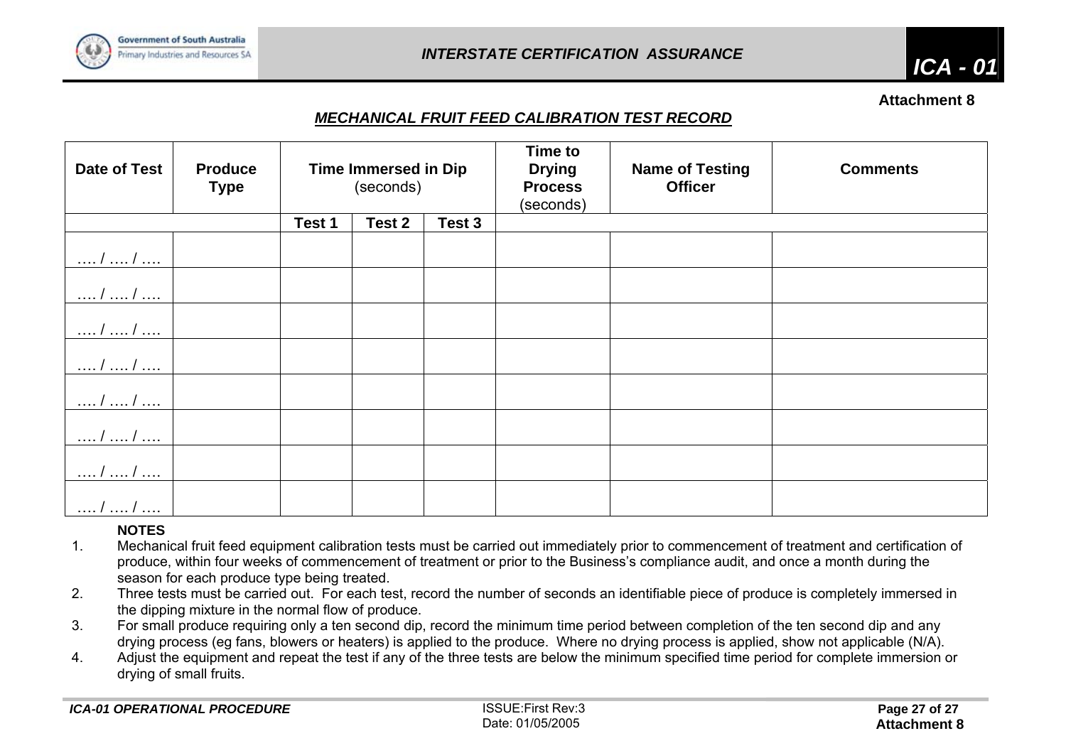Attachment 8

## MECHANICAL FRUIT FEED CALIBRATION TEST RECORD

| Date of Test | Produce Type | Time Immersed in Dip (seconds) | | | Time to Drying Process (seconds) | Name of Testing Officer | Comments |
|---|---|---|---|---|---|---|---|
| | | Test 1 | Test 2 | Test 3 | | | |
| …. / …. / …. | | | | | | | |
| …. / …. / …. | | | | | | | |
| …. / …. / …. | | | | | | | |
| …. / …. / …. | | | | | | | |
| …. / …. / …. | | | | | | | |
| …. / …. / …. | | | | | | | |
| …. / …. / …. | | | | | | | |
| …. / …. / …. | | | | | | | |

**NOTES**

1. Mechanical fruit feed equipment calibration tests must be carried out immediately prior to commencement of treatment and certification of produce, within four weeks of commencement of treatment or prior to the Business's compliance audit, and once a month during the season for each produce type being treated.
2. Three tests must be carried out. For each test, record the number of seconds an identifiable piece of produce is completely immersed in the dipping mixture in the normal flow of produce.
3. For small produce requiring only a ten second dip, record the minimum time period between completion of the ten second dip and any drying process (eg fans, blowers or heaters) is applied to the produce. Where no drying process is applied, show not applicable (N/A).
4. Adjust the equipment and repeat the test if any of the three tests are below the minimum specified time period for complete immersion or drying of small fruits.